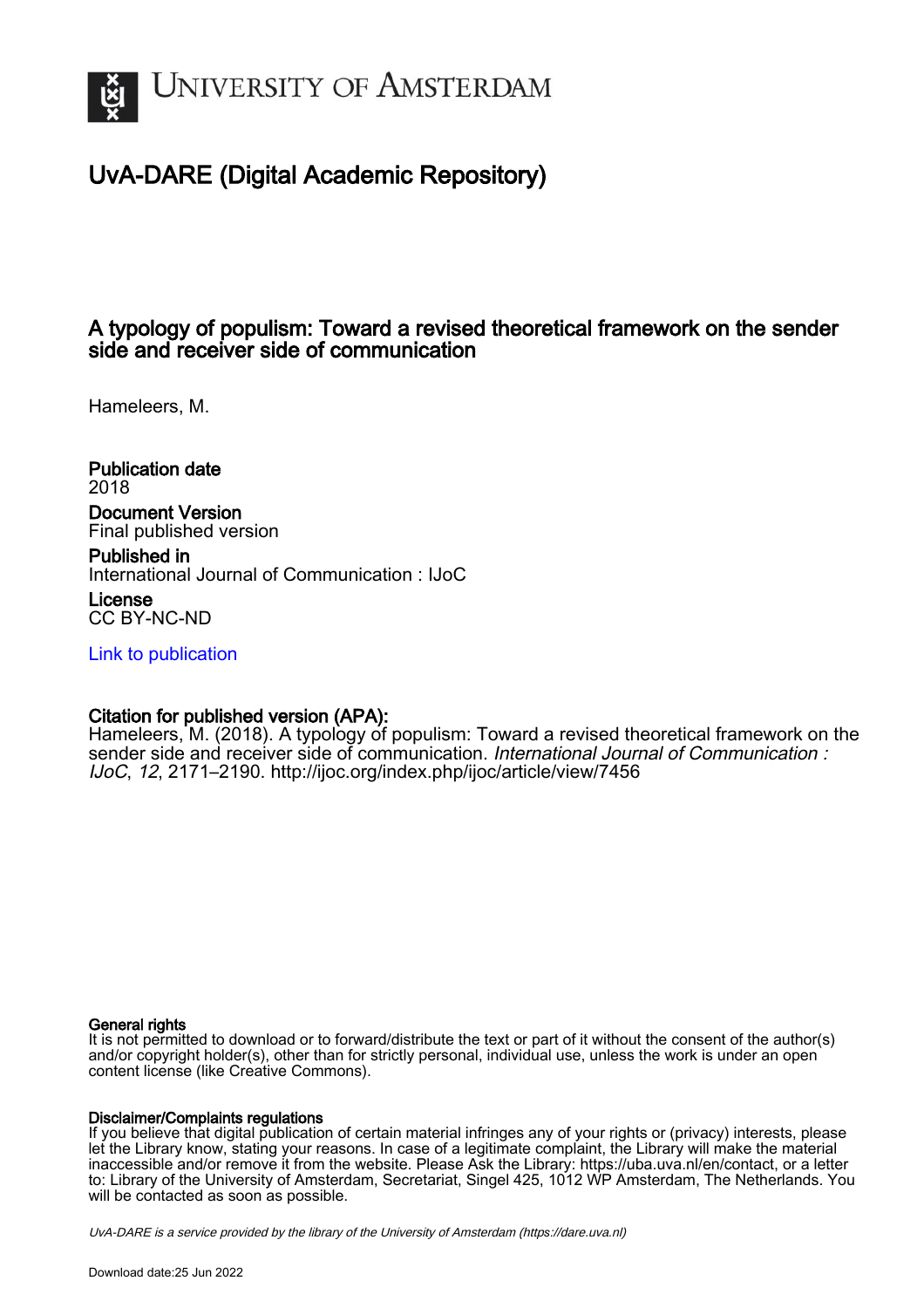# UvA-DARE (Digital Academic Repository)

## A typology of populism: Toward a revised theoretical framework on the sender side and receiver side of communication

Hameleers, M.

**Publication date**
2018

**Document Version**
Final published version

**Published in**
International Journal of Communication : IJoC

**License**
CC BY-NC-ND

Link to publication

**Citation for published version (APA):**
Hameleers, M. (2018). A typology of populism: Toward a revised theoretical framework on the sender side and receiver side of communication. *International Journal of Communication : IJoC*, *12*, 2171–2190. http://ijoc.org/index.php/ijoc/article/view/7456

**General rights**
It is not permitted to download or to forward/distribute the text or part of it without the consent of the author(s) and/or copyright holder(s), other than for strictly personal, individual use, unless the work is under an open content license (like Creative Commons).

**Disclaimer/Complaints regulations**
If you believe that digital publication of certain material infringes any of your rights or (privacy) interests, please let the Library know, stating your reasons. In case of a legitimate complaint, the Library will make the material inaccessible and/or remove it from the website. Please Ask the Library: https://uba.uva.nl/en/contact, or a letter to: Library of the University of Amsterdam, Secretariat, Singel 425, 1012 WP Amsterdam, The Netherlands. You will be contacted as soon as possible.

UvA-DARE is a service provided by the library of the University of Amsterdam (https://dare.uva.nl)

Download date:25 Jun 2022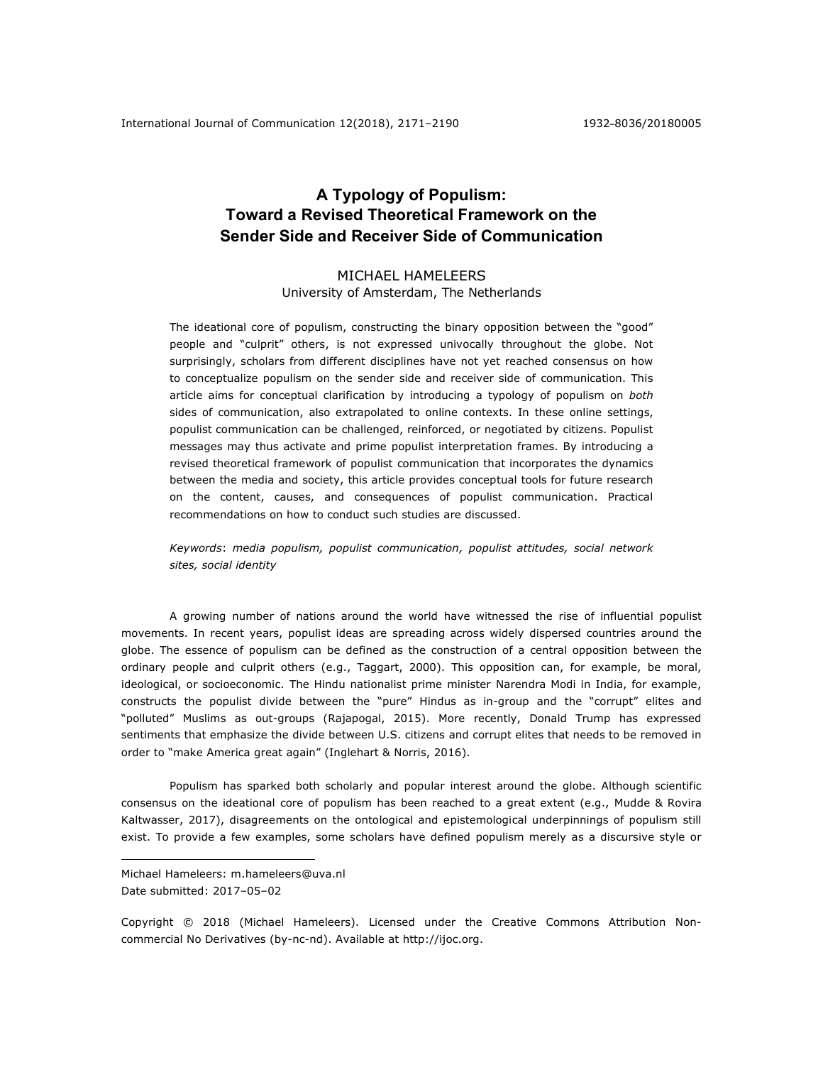# A Typology of Populism: Toward a Revised Theoretical Framework on the Sender Side and Receiver Side of Communication

MICHAEL HAMELEERS
University of Amsterdam, The Netherlands

The ideational core of populism, constructing the binary opposition between the "good" people and "culprit" others, is not expressed univocally throughout the globe. Not surprisingly, scholars from different disciplines have not yet reached consensus on how to conceptualize populism on the sender side and receiver side of communication. This article aims for conceptual clarification by introducing a typology of populism on *both* sides of communication, also extrapolated to online contexts. In these online settings, populist communication can be challenged, reinforced, or negotiated by citizens. Populist messages may thus activate and prime populist interpretation frames. By introducing a revised theoretical framework of populist communication that incorporates the dynamics between the media and society, this article provides conceptual tools for future research on the content, causes, and consequences of populist communication. Practical recommendations on how to conduct such studies are discussed.

*Keywords*: *media populism, populist communication, populist attitudes, social network sites, social identity*

A growing number of nations around the world have witnessed the rise of influential populist movements. In recent years, populist ideas are spreading across widely dispersed countries around the globe. The essence of populism can be defined as the construction of a central opposition between the ordinary people and culprit others (e.g., Taggart, 2000). This opposition can, for example, be moral, ideological, or socioeconomic. The Hindu nationalist prime minister Narendra Modi in India, for example, constructs the populist divide between the "pure" Hindus as in-group and the "corrupt" elites and "polluted" Muslims as out-groups (Rajapogal, 2015). More recently, Donald Trump has expressed sentiments that emphasize the divide between U.S. citizens and corrupt elites that needs to be removed in order to "make America great again" (Inglehart & Norris, 2016).

Populism has sparked both scholarly and popular interest around the globe. Although scientific consensus on the ideational core of populism has been reached to a great extent (e.g., Mudde & Rovira Kaltwasser, 2017), disagreements on the ontological and epistemological underpinnings of populism still exist. To provide a few examples, some scholars have defined populism merely as a discursive style or

Michael Hameleers: m.hameleers@uva.nl
Date submitted: 2017–05–02

Copyright © 2018 (Michael Hameleers). Licensed under the Creative Commons Attribution Non-commercial No Derivatives (by-nc-nd). Available at http://ijoc.org.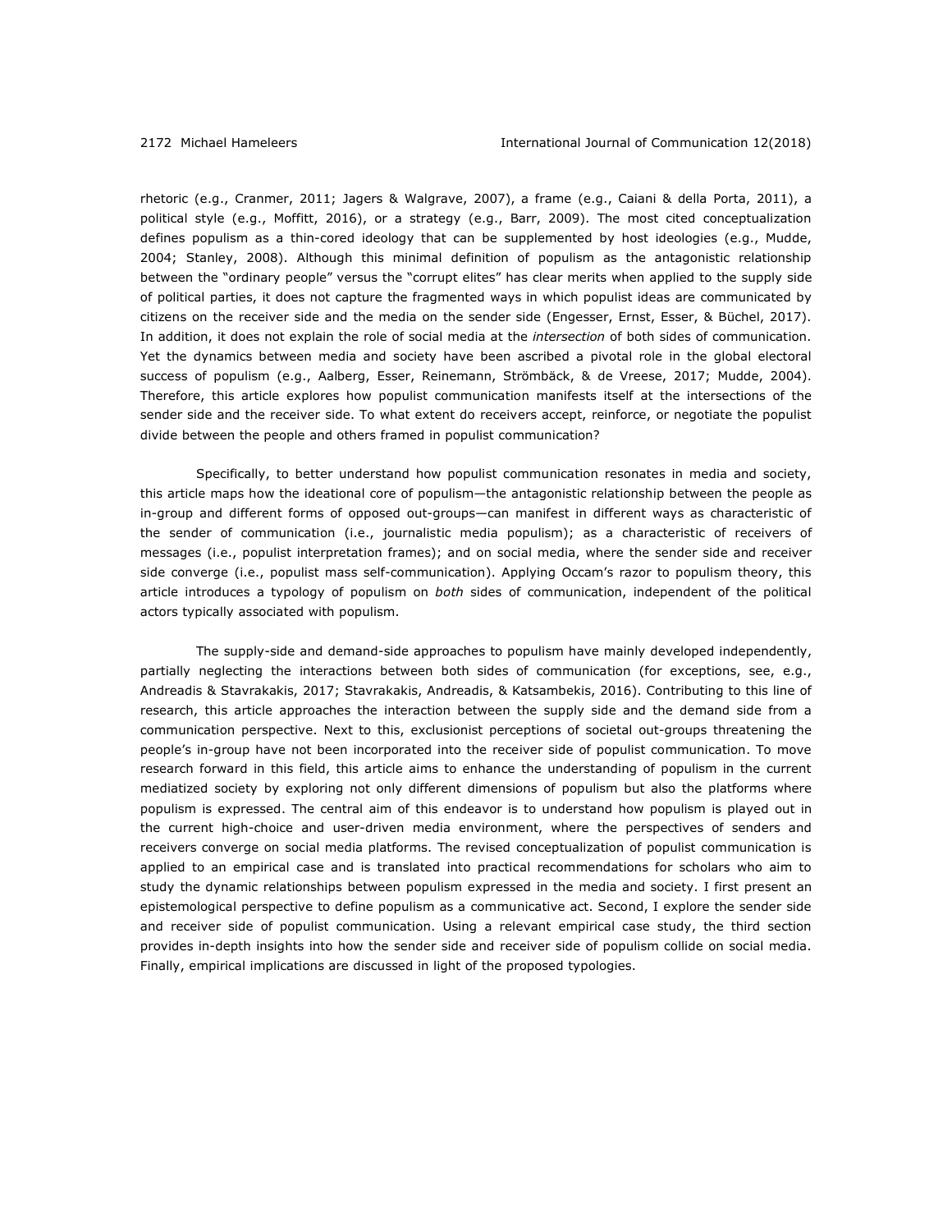rhetoric (e.g., Cranmer, 2011; Jagers & Walgrave, 2007), a frame (e.g., Caiani & della Porta, 2011), a political style (e.g., Moffitt, 2016), or a strategy (e.g., Barr, 2009). The most cited conceptualization defines populism as a thin-cored ideology that can be supplemented by host ideologies (e.g., Mudde, 2004; Stanley, 2008). Although this minimal definition of populism as the antagonistic relationship between the "ordinary people" versus the "corrupt elites" has clear merits when applied to the supply side of political parties, it does not capture the fragmented ways in which populist ideas are communicated by citizens on the receiver side and the media on the sender side (Engesser, Ernst, Esser, & Büchel, 2017). In addition, it does not explain the role of social media at the *intersection* of both sides of communication. Yet the dynamics between media and society have been ascribed a pivotal role in the global electoral success of populism (e.g., Aalberg, Esser, Reinemann, Strömbäck, & de Vreese, 2017; Mudde, 2004). Therefore, this article explores how populist communication manifests itself at the intersections of the sender side and the receiver side. To what extent do receivers accept, reinforce, or negotiate the populist divide between the people and others framed in populist communication?

Specifically, to better understand how populist communication resonates in media and society, this article maps how the ideational core of populism—the antagonistic relationship between the people as in-group and different forms of opposed out-groups—can manifest in different ways as characteristic of the sender of communication (i.e., journalistic media populism); as a characteristic of receivers of messages (i.e., populist interpretation frames); and on social media, where the sender side and receiver side converge (i.e., populist mass self-communication). Applying Occam's razor to populism theory, this article introduces a typology of populism on *both* sides of communication, independent of the political actors typically associated with populism.

The supply-side and demand-side approaches to populism have mainly developed independently, partially neglecting the interactions between both sides of communication (for exceptions, see, e.g., Andreadis & Stavrakakis, 2017; Stavrakakis, Andreadis, & Katsambekis, 2016). Contributing to this line of research, this article approaches the interaction between the supply side and the demand side from a communication perspective. Next to this, exclusionist perceptions of societal out-groups threatening the people's in-group have not been incorporated into the receiver side of populist communication. To move research forward in this field, this article aims to enhance the understanding of populism in the current mediatized society by exploring not only different dimensions of populism but also the platforms where populism is expressed. The central aim of this endeavor is to understand how populism is played out in the current high-choice and user-driven media environment, where the perspectives of senders and receivers converge on social media platforms. The revised conceptualization of populist communication is applied to an empirical case and is translated into practical recommendations for scholars who aim to study the dynamic relationships between populism expressed in the media and society. I first present an epistemological perspective to define populism as a communicative act. Second, I explore the sender side and receiver side of populist communication. Using a relevant empirical case study, the third section provides in-depth insights into how the sender side and receiver side of populism collide on social media. Finally, empirical implications are discussed in light of the proposed typologies.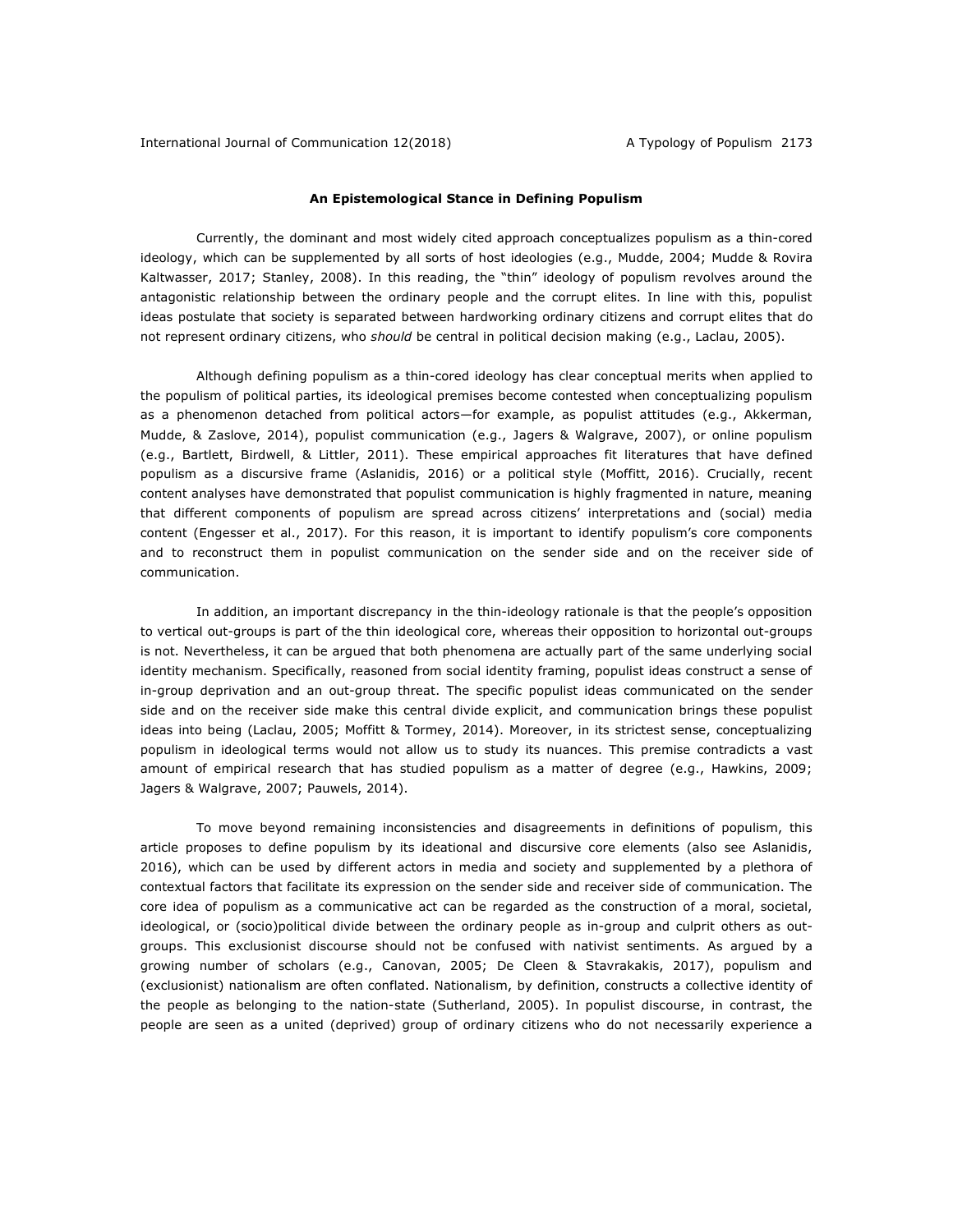### An Epistemological Stance in Defining Populism

Currently, the dominant and most widely cited approach conceptualizes populism as a thin-cored ideology, which can be supplemented by all sorts of host ideologies (e.g., Mudde, 2004; Mudde & Rovira Kaltwasser, 2017; Stanley, 2008). In this reading, the "thin" ideology of populism revolves around the antagonistic relationship between the ordinary people and the corrupt elites. In line with this, populist ideas postulate that society is separated between hardworking ordinary citizens and corrupt elites that do not represent ordinary citizens, who *should* be central in political decision making (e.g., Laclau, 2005).

Although defining populism as a thin-cored ideology has clear conceptual merits when applied to the populism of political parties, its ideological premises become contested when conceptualizing populism as a phenomenon detached from political actors—for example, as populist attitudes (e.g., Akkerman, Mudde, & Zaslove, 2014), populist communication (e.g., Jagers & Walgrave, 2007), or online populism (e.g., Bartlett, Birdwell, & Littler, 2011). These empirical approaches fit literatures that have defined populism as a discursive frame (Aslanidis, 2016) or a political style (Moffitt, 2016). Crucially, recent content analyses have demonstrated that populist communication is highly fragmented in nature, meaning that different components of populism are spread across citizens' interpretations and (social) media content (Engesser et al., 2017). For this reason, it is important to identify populism's core components and to reconstruct them in populist communication on the sender side and on the receiver side of communication.

In addition, an important discrepancy in the thin-ideology rationale is that the people's opposition to vertical out-groups is part of the thin ideological core, whereas their opposition to horizontal out-groups is not. Nevertheless, it can be argued that both phenomena are actually part of the same underlying social identity mechanism. Specifically, reasoned from social identity framing, populist ideas construct a sense of in-group deprivation and an out-group threat. The specific populist ideas communicated on the sender side and on the receiver side make this central divide explicit, and communication brings these populist ideas into being (Laclau, 2005; Moffitt & Tormey, 2014). Moreover, in its strictest sense, conceptualizing populism in ideological terms would not allow us to study its nuances. This premise contradicts a vast amount of empirical research that has studied populism as a matter of degree (e.g., Hawkins, 2009; Jagers & Walgrave, 2007; Pauwels, 2014).

To move beyond remaining inconsistencies and disagreements in definitions of populism, this article proposes to define populism by its ideational and discursive core elements (also see Aslanidis, 2016), which can be used by different actors in media and society and supplemented by a plethora of contextual factors that facilitate its expression on the sender side and receiver side of communication. The core idea of populism as a communicative act can be regarded as the construction of a moral, societal, ideological, or (socio)political divide between the ordinary people as in-group and culprit others as out-groups. This exclusionist discourse should not be confused with nativist sentiments. As argued by a growing number of scholars (e.g., Canovan, 2005; De Cleen & Stavrakakis, 2017), populism and (exclusionist) nationalism are often conflated. Nationalism, by definition, constructs a collective identity of the people as belonging to the nation-state (Sutherland, 2005). In populist discourse, in contrast, the people are seen as a united (deprived) group of ordinary citizens who do not necessarily experience a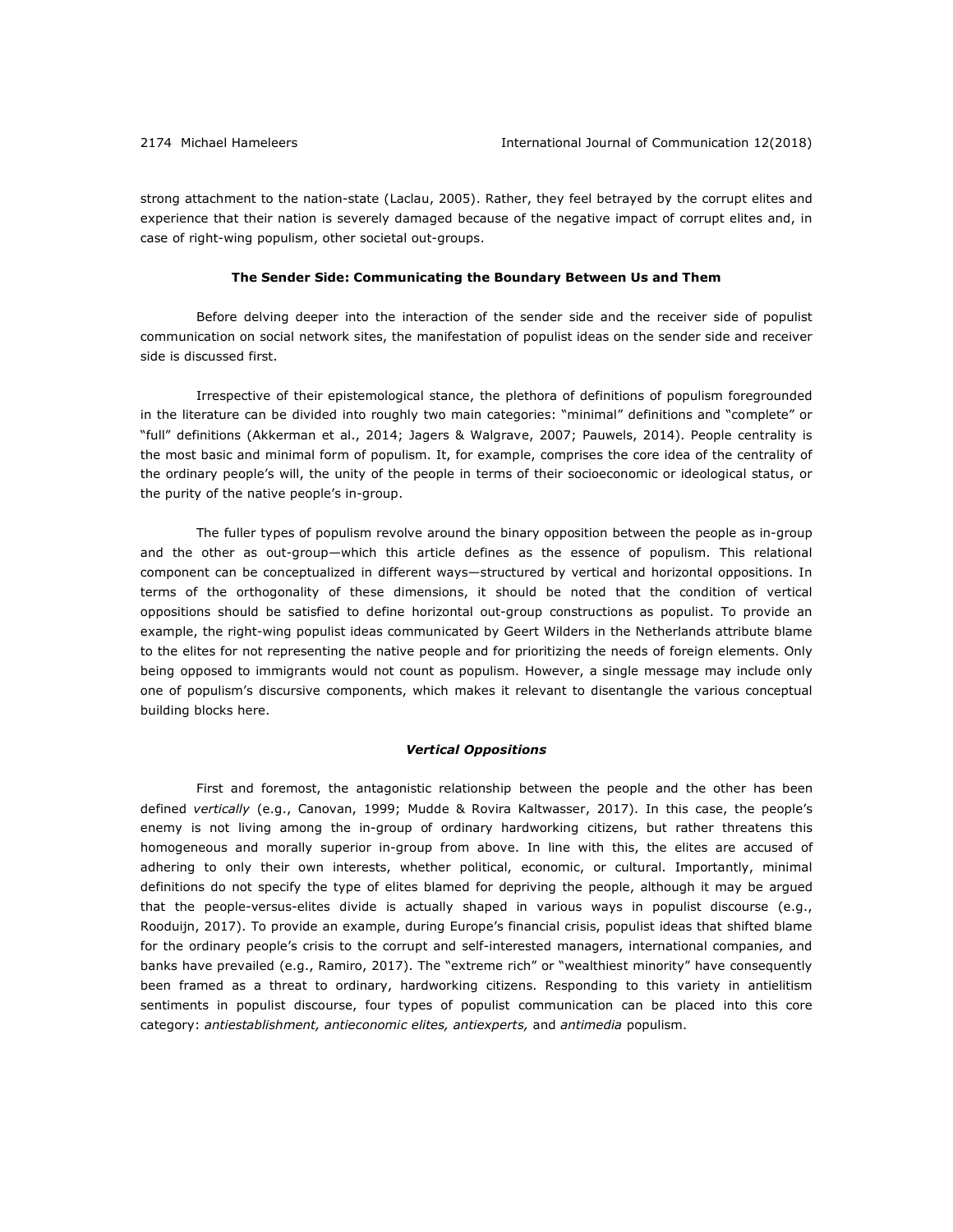strong attachment to the nation-state (Laclau, 2005). Rather, they feel betrayed by the corrupt elites and experience that their nation is severely damaged because of the negative impact of corrupt elites and, in case of right-wing populism, other societal out-groups.

## The Sender Side: Communicating the Boundary Between Us and Them

Before delving deeper into the interaction of the sender side and the receiver side of populist communication on social network sites, the manifestation of populist ideas on the sender side and receiver side is discussed first.

Irrespective of their epistemological stance, the plethora of definitions of populism foregrounded in the literature can be divided into roughly two main categories: "minimal" definitions and "complete" or "full" definitions (Akkerman et al., 2014; Jagers & Walgrave, 2007; Pauwels, 2014). People centrality is the most basic and minimal form of populism. It, for example, comprises the core idea of the centrality of the ordinary people's will, the unity of the people in terms of their socioeconomic or ideological status, or the purity of the native people's in-group.

The fuller types of populism revolve around the binary opposition between the people as in-group and the other as out-group—which this article defines as the essence of populism. This relational component can be conceptualized in different ways—structured by vertical and horizontal oppositions. In terms of the orthogonality of these dimensions, it should be noted that the condition of vertical oppositions should be satisfied to define horizontal out-group constructions as populist. To provide an example, the right-wing populist ideas communicated by Geert Wilders in the Netherlands attribute blame to the elites for not representing the native people and for prioritizing the needs of foreign elements. Only being opposed to immigrants would not count as populism. However, a single message may include only one of populism's discursive components, which makes it relevant to disentangle the various conceptual building blocks here.

### *Vertical Oppositions*

First and foremost, the antagonistic relationship between the people and the other has been defined *vertically* (e.g., Canovan, 1999; Mudde & Rovira Kaltwasser, 2017). In this case, the people's enemy is not living among the in-group of ordinary hardworking citizens, but rather threatens this homogeneous and morally superior in-group from above. In line with this, the elites are accused of adhering to only their own interests, whether political, economic, or cultural. Importantly, minimal definitions do not specify the type of elites blamed for depriving the people, although it may be argued that the people-versus-elites divide is actually shaped in various ways in populist discourse (e.g., Rooduijn, 2017). To provide an example, during Europe's financial crisis, populist ideas that shifted blame for the ordinary people's crisis to the corrupt and self-interested managers, international companies, and banks have prevailed (e.g., Ramiro, 2017). The "extreme rich" or "wealthiest minority" have consequently been framed as a threat to ordinary, hardworking citizens. Responding to this variety in antielitism sentiments in populist discourse, four types of populist communication can be placed into this core category: *antiestablishment, antieconomic elites, antiexperts,* and *antimedia* populism.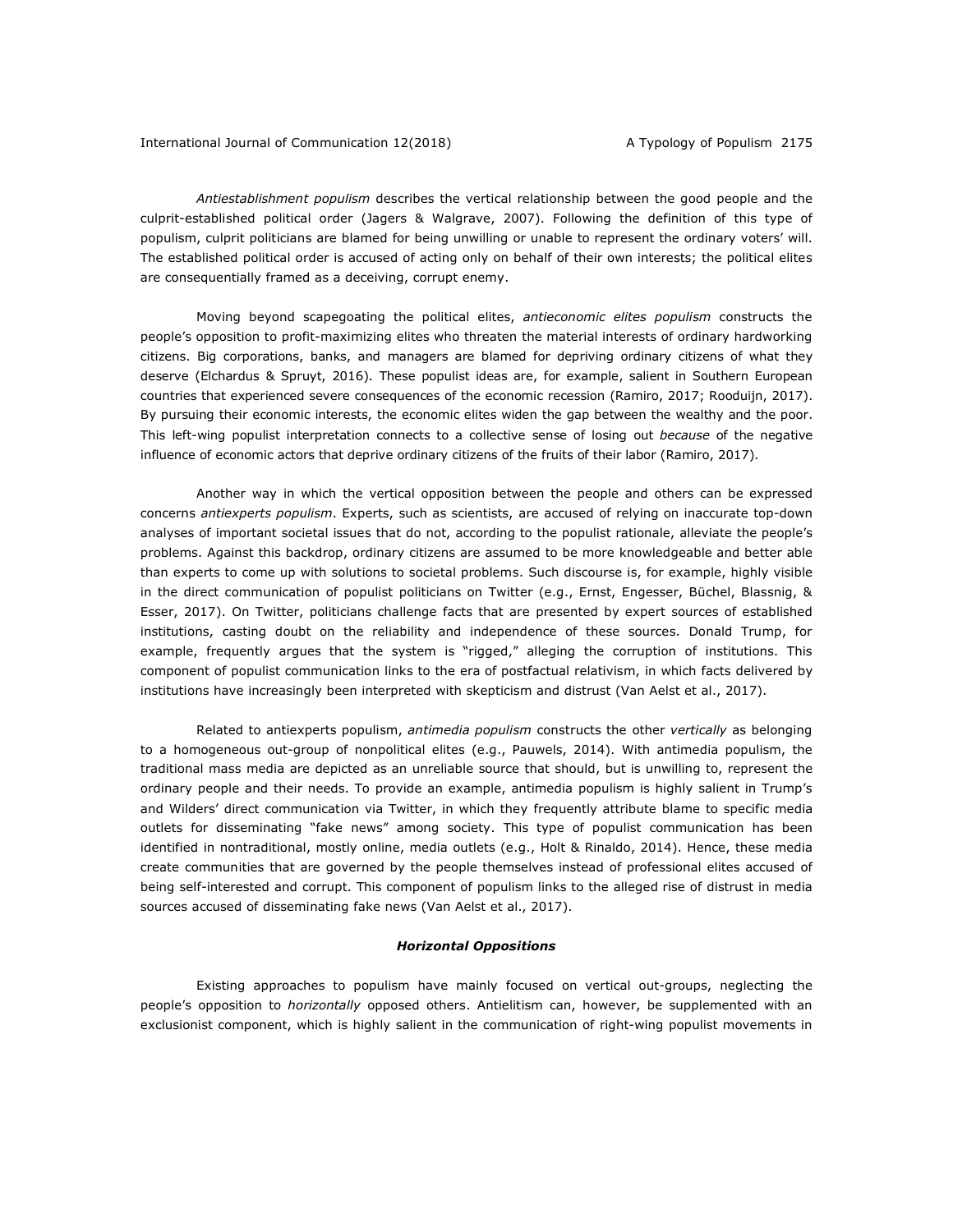*Antiestablishment populism* describes the vertical relationship between the good people and the culprit-established political order (Jagers & Walgrave, 2007). Following the definition of this type of populism, culprit politicians are blamed for being unwilling or unable to represent the ordinary voters' will. The established political order is accused of acting only on behalf of their own interests; the political elites are consequentially framed as a deceiving, corrupt enemy.

Moving beyond scapegoating the political elites, *antieconomic elites populism* constructs the people's opposition to profit-maximizing elites who threaten the material interests of ordinary hardworking citizens. Big corporations, banks, and managers are blamed for depriving ordinary citizens of what they deserve (Elchardus & Spruyt, 2016). These populist ideas are, for example, salient in Southern European countries that experienced severe consequences of the economic recession (Ramiro, 2017; Rooduijn, 2017). By pursuing their economic interests, the economic elites widen the gap between the wealthy and the poor. This left-wing populist interpretation connects to a collective sense of losing out *because* of the negative influence of economic actors that deprive ordinary citizens of the fruits of their labor (Ramiro, 2017).

Another way in which the vertical opposition between the people and others can be expressed concerns *antiexperts populism*. Experts, such as scientists, are accused of relying on inaccurate top-down analyses of important societal issues that do not, according to the populist rationale, alleviate the people's problems. Against this backdrop, ordinary citizens are assumed to be more knowledgeable and better able than experts to come up with solutions to societal problems. Such discourse is, for example, highly visible in the direct communication of populist politicians on Twitter (e.g., Ernst, Engesser, Büchel, Blassnig, & Esser, 2017). On Twitter, politicians challenge facts that are presented by expert sources of established institutions, casting doubt on the reliability and independence of these sources. Donald Trump, for example, frequently argues that the system is "rigged," alleging the corruption of institutions. This component of populist communication links to the era of postfactual relativism, in which facts delivered by institutions have increasingly been interpreted with skepticism and distrust (Van Aelst et al., 2017).

Related to antiexperts populism, *antimedia populism* constructs the other *vertically* as belonging to a homogeneous out-group of nonpolitical elites (e.g., Pauwels, 2014). With antimedia populism, the traditional mass media are depicted as an unreliable source that should, but is unwilling to, represent the ordinary people and their needs. To provide an example, antimedia populism is highly salient in Trump's and Wilders' direct communication via Twitter, in which they frequently attribute blame to specific media outlets for disseminating "fake news" among society. This type of populist communication has been identified in nontraditional, mostly online, media outlets (e.g., Holt & Rinaldo, 2014). Hence, these media create communities that are governed by the people themselves instead of professional elites accused of being self-interested and corrupt. This component of populism links to the alleged rise of distrust in media sources accused of disseminating fake news (Van Aelst et al., 2017).

### ***Horizontal Oppositions***

Existing approaches to populism have mainly focused on vertical out-groups, neglecting the people's opposition to *horizontally* opposed others. Antielitism can, however, be supplemented with an exclusionist component, which is highly salient in the communication of right-wing populist movements in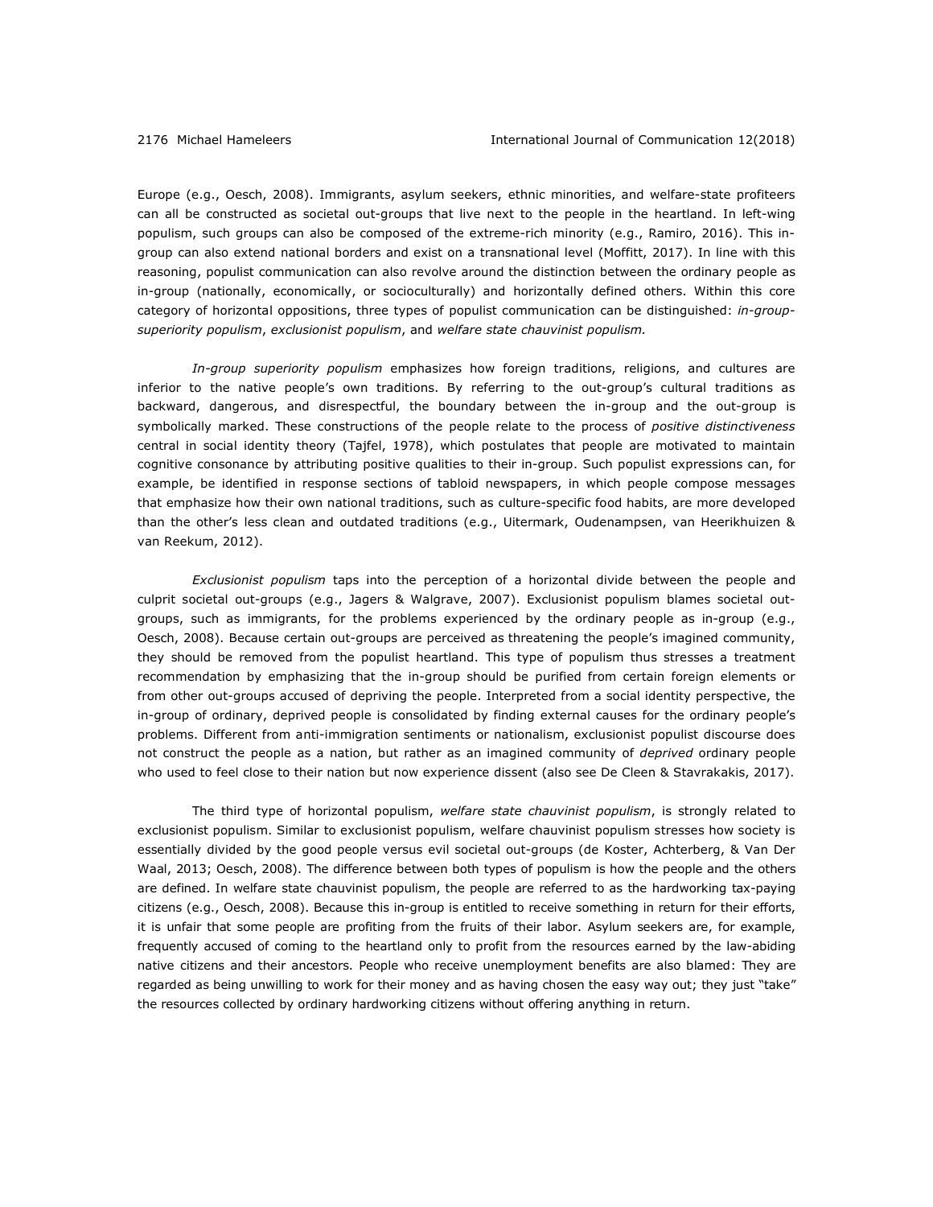Europe (e.g., Oesch, 2008). Immigrants, asylum seekers, ethnic minorities, and welfare-state profiteers can all be constructed as societal out-groups that live next to the people in the heartland. In left-wing populism, such groups can also be composed of the extreme-rich minority (e.g., Ramiro, 2016). This in-group can also extend national borders and exist on a transnational level (Moffitt, 2017). In line with this reasoning, populist communication can also revolve around the distinction between the ordinary people as in-group (nationally, economically, or socioculturally) and horizontally defined others. Within this core category of horizontal oppositions, three types of populist communication can be distinguished: *in-group-superiority populism*, *exclusionist populism*, and *welfare state chauvinist populism.*

*In-group superiority populism* emphasizes how foreign traditions, religions, and cultures are inferior to the native people's own traditions. By referring to the out-group's cultural traditions as backward, dangerous, and disrespectful, the boundary between the in-group and the out-group is symbolically marked. These constructions of the people relate to the process of *positive distinctiveness* central in social identity theory (Tajfel, 1978), which postulates that people are motivated to maintain cognitive consonance by attributing positive qualities to their in-group. Such populist expressions can, for example, be identified in response sections of tabloid newspapers, in which people compose messages that emphasize how their own national traditions, such as culture-specific food habits, are more developed than the other's less clean and outdated traditions (e.g., Uitermark, Oudenampsen, van Heerikhuizen & van Reekum, 2012).

*Exclusionist populism* taps into the perception of a horizontal divide between the people and culprit societal out-groups (e.g., Jagers & Walgrave, 2007). Exclusionist populism blames societal out-groups, such as immigrants, for the problems experienced by the ordinary people as in-group (e.g., Oesch, 2008). Because certain out-groups are perceived as threatening the people's imagined community, they should be removed from the populist heartland. This type of populism thus stresses a treatment recommendation by emphasizing that the in-group should be purified from certain foreign elements or from other out-groups accused of depriving the people. Interpreted from a social identity perspective, the in-group of ordinary, deprived people is consolidated by finding external causes for the ordinary people's problems. Different from anti-immigration sentiments or nationalism, exclusionist populist discourse does not construct the people as a nation, but rather as an imagined community of *deprived* ordinary people who used to feel close to their nation but now experience dissent (also see De Cleen & Stavrakakis, 2017).

The third type of horizontal populism, *welfare state chauvinist populism*, is strongly related to exclusionist populism. Similar to exclusionist populism, welfare chauvinist populism stresses how society is essentially divided by the good people versus evil societal out-groups (de Koster, Achterberg, & Van Der Waal, 2013; Oesch, 2008). The difference between both types of populism is how the people and the others are defined. In welfare state chauvinist populism, the people are referred to as the hardworking tax-paying citizens (e.g., Oesch, 2008). Because this in-group is entitled to receive something in return for their efforts, it is unfair that some people are profiting from the fruits of their labor. Asylum seekers are, for example, frequently accused of coming to the heartland only to profit from the resources earned by the law-abiding native citizens and their ancestors. People who receive unemployment benefits are also blamed: They are regarded as being unwilling to work for their money and as having chosen the easy way out; they just "take" the resources collected by ordinary hardworking citizens without offering anything in return.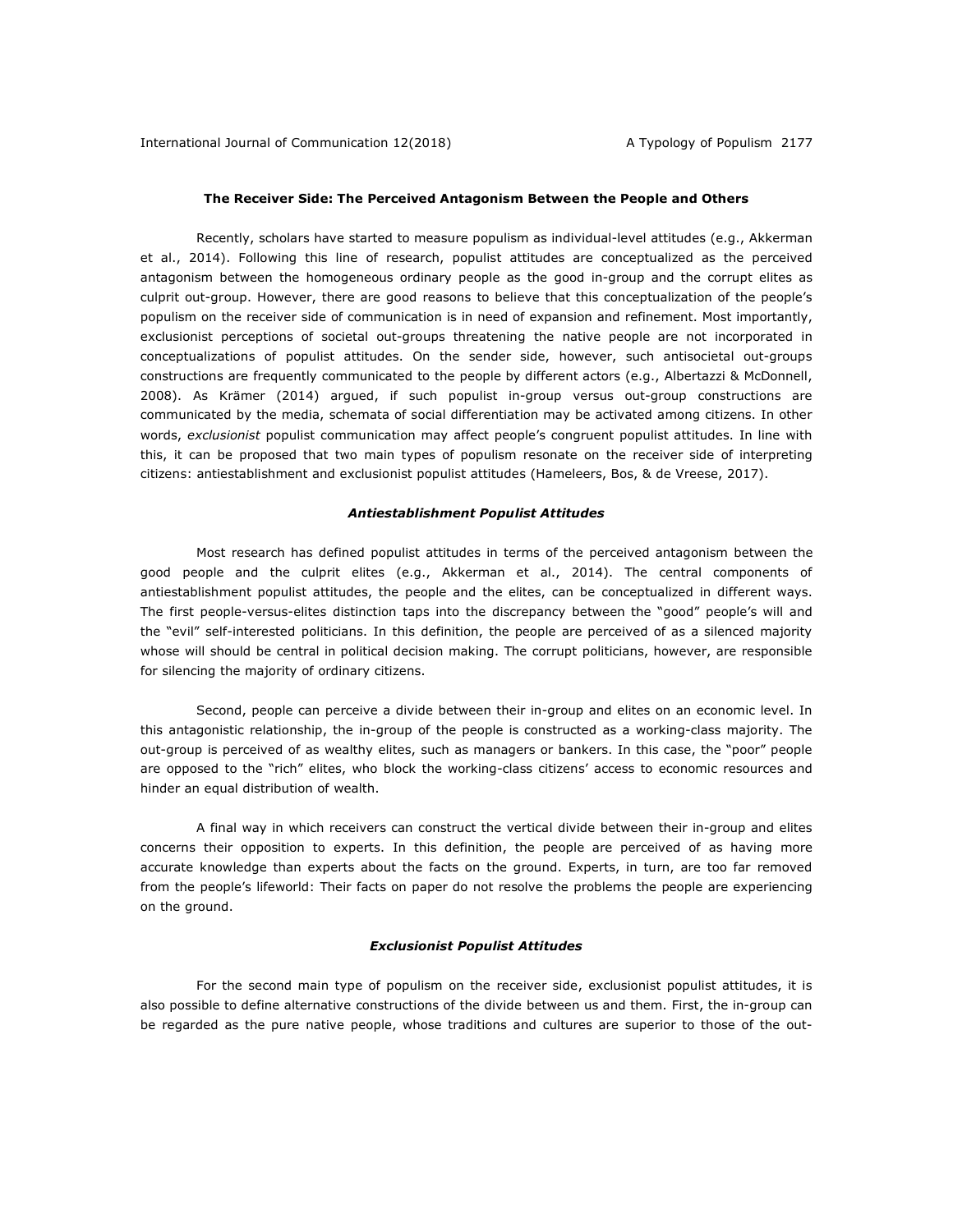## The Receiver Side: The Perceived Antagonism Between the People and Others

Recently, scholars have started to measure populism as individual-level attitudes (e.g., Akkerman et al., 2014). Following this line of research, populist attitudes are conceptualized as the perceived antagonism between the homogeneous ordinary people as the good in-group and the corrupt elites as culprit out-group. However, there are good reasons to believe that this conceptualization of the people's populism on the receiver side of communication is in need of expansion and refinement. Most importantly, exclusionist perceptions of societal out-groups threatening the native people are not incorporated in conceptualizations of populist attitudes. On the sender side, however, such antisocietal out-groups constructions are frequently communicated to the people by different actors (e.g., Albertazzi & McDonnell, 2008). As Krämer (2014) argued, if such populist in-group versus out-group constructions are communicated by the media, schemata of social differentiation may be activated among citizens. In other words, *exclusionist* populist communication may affect people's congruent populist attitudes. In line with this, it can be proposed that two main types of populism resonate on the receiver side of interpreting citizens: antiestablishment and exclusionist populist attitudes (Hameleers, Bos, & de Vreese, 2017).

### *Antiestablishment Populist Attitudes*

Most research has defined populist attitudes in terms of the perceived antagonism between the good people and the culprit elites (e.g., Akkerman et al., 2014). The central components of antiestablishment populist attitudes, the people and the elites, can be conceptualized in different ways. The first people-versus-elites distinction taps into the discrepancy between the "good" people's will and the "evil" self-interested politicians. In this definition, the people are perceived of as a silenced majority whose will should be central in political decision making. The corrupt politicians, however, are responsible for silencing the majority of ordinary citizens.

Second, people can perceive a divide between their in-group and elites on an economic level. In this antagonistic relationship, the in-group of the people is constructed as a working-class majority. The out-group is perceived of as wealthy elites, such as managers or bankers. In this case, the "poor" people are opposed to the "rich" elites, who block the working-class citizens' access to economic resources and hinder an equal distribution of wealth.

A final way in which receivers can construct the vertical divide between their in-group and elites concerns their opposition to experts. In this definition, the people are perceived of as having more accurate knowledge than experts about the facts on the ground. Experts, in turn, are too far removed from the people's lifeworld: Their facts on paper do not resolve the problems the people are experiencing on the ground.

### *Exclusionist Populist Attitudes*

For the second main type of populism on the receiver side, exclusionist populist attitudes, it is also possible to define alternative constructions of the divide between us and them. First, the in-group can be regarded as the pure native people, whose traditions and cultures are superior to those of the out-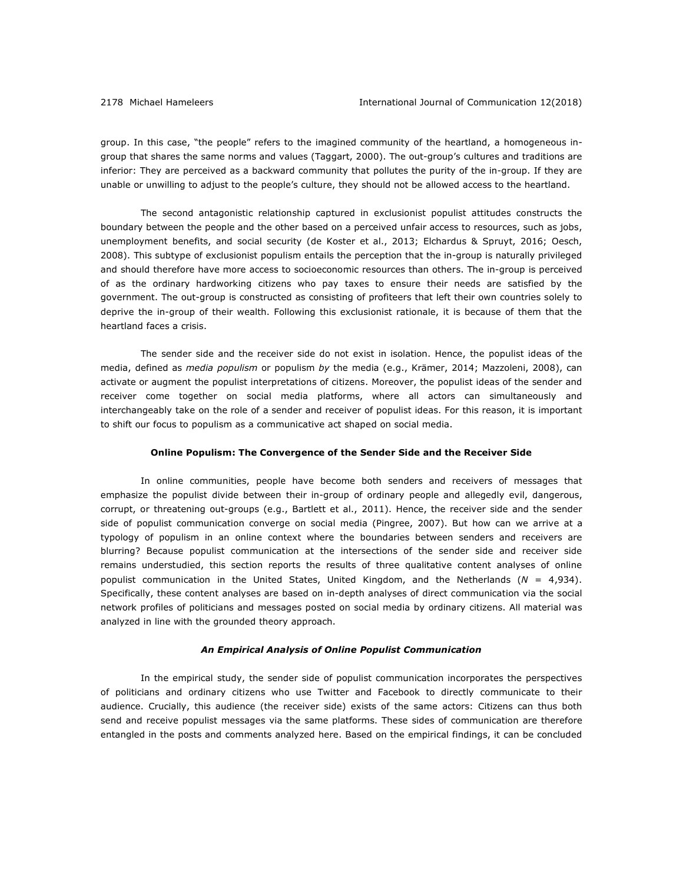group. In this case, "the people" refers to the imagined community of the heartland, a homogeneous in-group that shares the same norms and values (Taggart, 2000). The out-group's cultures and traditions are inferior: They are perceived as a backward community that pollutes the purity of the in-group. If they are unable or unwilling to adjust to the people's culture, they should not be allowed access to the heartland.

The second antagonistic relationship captured in exclusionist populist attitudes constructs the boundary between the people and the other based on a perceived unfair access to resources, such as jobs, unemployment benefits, and social security (de Koster et al., 2013; Elchardus & Spruyt, 2016; Oesch, 2008). This subtype of exclusionist populism entails the perception that the in-group is naturally privileged and should therefore have more access to socioeconomic resources than others. The in-group is perceived of as the ordinary hardworking citizens who pay taxes to ensure their needs are satisfied by the government. The out-group is constructed as consisting of profiteers that left their own countries solely to deprive the in-group of their wealth. Following this exclusionist rationale, it is because of them that the heartland faces a crisis.

The sender side and the receiver side do not exist in isolation. Hence, the populist ideas of the media, defined as *media populism* or populism *by* the media (e.g., Krämer, 2014; Mazzoleni, 2008), can activate or augment the populist interpretations of citizens. Moreover, the populist ideas of the sender and receiver come together on social media platforms, where all actors can simultaneously and interchangeably take on the role of a sender and receiver of populist ideas. For this reason, it is important to shift our focus to populism as a communicative act shaped on social media.

## Online Populism: The Convergence of the Sender Side and the Receiver Side

In online communities, people have become both senders and receivers of messages that emphasize the populist divide between their in-group of ordinary people and allegedly evil, dangerous, corrupt, or threatening out-groups (e.g., Bartlett et al., 2011). Hence, the receiver side and the sender side of populist communication converge on social media (Pingree, 2007). But how can we arrive at a typology of populism in an online context where the boundaries between senders and receivers are blurring? Because populist communication at the intersections of the sender side and receiver side remains understudied, this section reports the results of three qualitative content analyses of online populist communication in the United States, United Kingdom, and the Netherlands ($N$ = 4,934). Specifically, these content analyses are based on in-depth analyses of direct communication via the social network profiles of politicians and messages posted on social media by ordinary citizens. All material was analyzed in line with the grounded theory approach.

### *An Empirical Analysis of Online Populist Communication*

In the empirical study, the sender side of populist communication incorporates the perspectives of politicians and ordinary citizens who use Twitter and Facebook to directly communicate to their audience. Crucially, this audience (the receiver side) exists of the same actors: Citizens can thus both send and receive populist messages via the same platforms. These sides of communication are therefore entangled in the posts and comments analyzed here. Based on the empirical findings, it can be concluded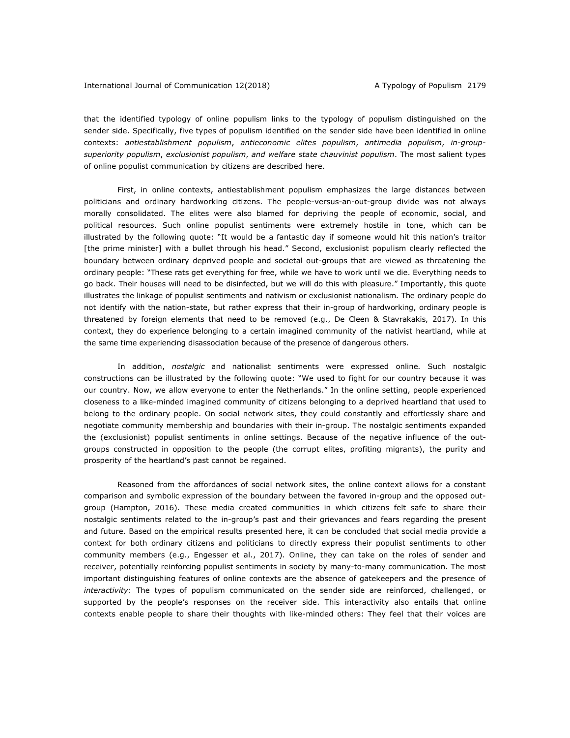that the identified typology of online populism links to the typology of populism distinguished on the sender side. Specifically, five types of populism identified on the sender side have been identified in online contexts: *antiestablishment populism*, *antieconomic elites populism*, *antimedia populism*, *in-group-superiority populism*, *exclusionist populism*, *and welfare state chauvinist populism*. The most salient types of online populist communication by citizens are described here.

First, in online contexts, antiestablishment populism emphasizes the large distances between politicians and ordinary hardworking citizens. The people-versus-an-out-group divide was not always morally consolidated. The elites were also blamed for depriving the people of economic, social, and political resources. Such online populist sentiments were extremely hostile in tone, which can be illustrated by the following quote: "It would be a fantastic day if someone would hit this nation's traitor [the prime minister] with a bullet through his head." Second, exclusionist populism clearly reflected the boundary between ordinary deprived people and societal out-groups that are viewed as threatening the ordinary people: "These rats get everything for free, while we have to work until we die. Everything needs to go back. Their houses will need to be disinfected, but we will do this with pleasure." Importantly, this quote illustrates the linkage of populist sentiments and nativism or exclusionist nationalism. The ordinary people do not identify with the nation-state, but rather express that their in-group of hardworking, ordinary people is threatened by foreign elements that need to be removed (e.g., De Cleen & Stavrakakis, 2017). In this context, they do experience belonging to a certain imagined community of the nativist heartland, while at the same time experiencing disassociation because of the presence of dangerous others.

In addition, *nostalgic* and nationalist sentiments were expressed online. Such nostalgic constructions can be illustrated by the following quote: "We used to fight for our country because it was our country. Now, we allow everyone to enter the Netherlands." In the online setting, people experienced closeness to a like-minded imagined community of citizens belonging to a deprived heartland that used to belong to the ordinary people. On social network sites, they could constantly and effortlessly share and negotiate community membership and boundaries with their in-group. The nostalgic sentiments expanded the (exclusionist) populist sentiments in online settings. Because of the negative influence of the out-groups constructed in opposition to the people (the corrupt elites, profiting migrants), the purity and prosperity of the heartland's past cannot be regained.

Reasoned from the affordances of social network sites, the online context allows for a constant comparison and symbolic expression of the boundary between the favored in-group and the opposed out-group (Hampton, 2016). These media created communities in which citizens felt safe to share their nostalgic sentiments related to the in-group's past and their grievances and fears regarding the present and future. Based on the empirical results presented here, it can be concluded that social media provide a context for both ordinary citizens and politicians to directly express their populist sentiments to other community members (e.g., Engesser et al., 2017). Online, they can take on the roles of sender and receiver, potentially reinforcing populist sentiments in society by many-to-many communication. The most important distinguishing features of online contexts are the absence of gatekeepers and the presence of *interactivity*: The types of populism communicated on the sender side are reinforced, challenged, or supported by the people's responses on the receiver side. This interactivity also entails that online contexts enable people to share their thoughts with like-minded others: They feel that their voices are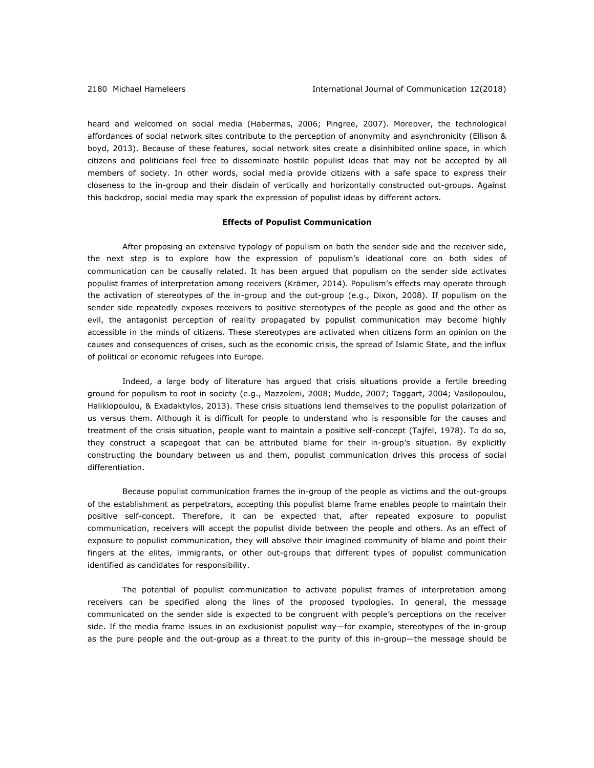heard and welcomed on social media (Habermas, 2006; Pingree, 2007). Moreover, the technological affordances of social network sites contribute to the perception of anonymity and asynchronicity (Ellison & boyd, 2013). Because of these features, social network sites create a disinhibited online space, in which citizens and politicians feel free to disseminate hostile populist ideas that may not be accepted by all members of society. In other words, social media provide citizens with a safe space to express their closeness to the in-group and their disdain of vertically and horizontally constructed out-groups. Against this backdrop, social media may spark the expression of populist ideas by different actors.

## Effects of Populist Communication

After proposing an extensive typology of populism on both the sender side and the receiver side, the next step is to explore how the expression of populism's ideational core on both sides of communication can be causally related. It has been argued that populism on the sender side activates populist frames of interpretation among receivers (Krämer, 2014). Populism's effects may operate through the activation of stereotypes of the in-group and the out-group (e.g., Dixon, 2008). If populism on the sender side repeatedly exposes receivers to positive stereotypes of the people as good and the other as evil, the antagonist perception of reality propagated by populist communication may become highly accessible in the minds of citizens. These stereotypes are activated when citizens form an opinion on the causes and consequences of crises, such as the economic crisis, the spread of Islamic State, and the influx of political or economic refugees into Europe.

Indeed, a large body of literature has argued that crisis situations provide a fertile breeding ground for populism to root in society (e.g., Mazzoleni, 2008; Mudde, 2007; Taggart, 2004; Vasilopoulou, Halikiopoulou, & Exadaktylos, 2013). These crisis situations lend themselves to the populist polarization of us versus them. Although it is difficult for people to understand who is responsible for the causes and treatment of the crisis situation, people want to maintain a positive self-concept (Tajfel, 1978). To do so, they construct a scapegoat that can be attributed blame for their in-group's situation. By explicitly constructing the boundary between us and them, populist communication drives this process of social differentiation.

Because populist communication frames the in-group of the people as victims and the out-groups of the establishment as perpetrators, accepting this populist blame frame enables people to maintain their positive self-concept. Therefore, it can be expected that, after repeated exposure to populist communication, receivers will accept the populist divide between the people and others. As an effect of exposure to populist communication, they will absolve their imagined community of blame and point their fingers at the elites, immigrants, or other out-groups that different types of populist communication identified as candidates for responsibility.

The potential of populist communication to activate populist frames of interpretation among receivers can be specified along the lines of the proposed typologies. In general, the message communicated on the sender side is expected to be congruent with people's perceptions on the receiver side. If the media frame issues in an exclusionist populist way—for example, stereotypes of the in-group as the pure people and the out-group as a threat to the purity of this in-group—the message should be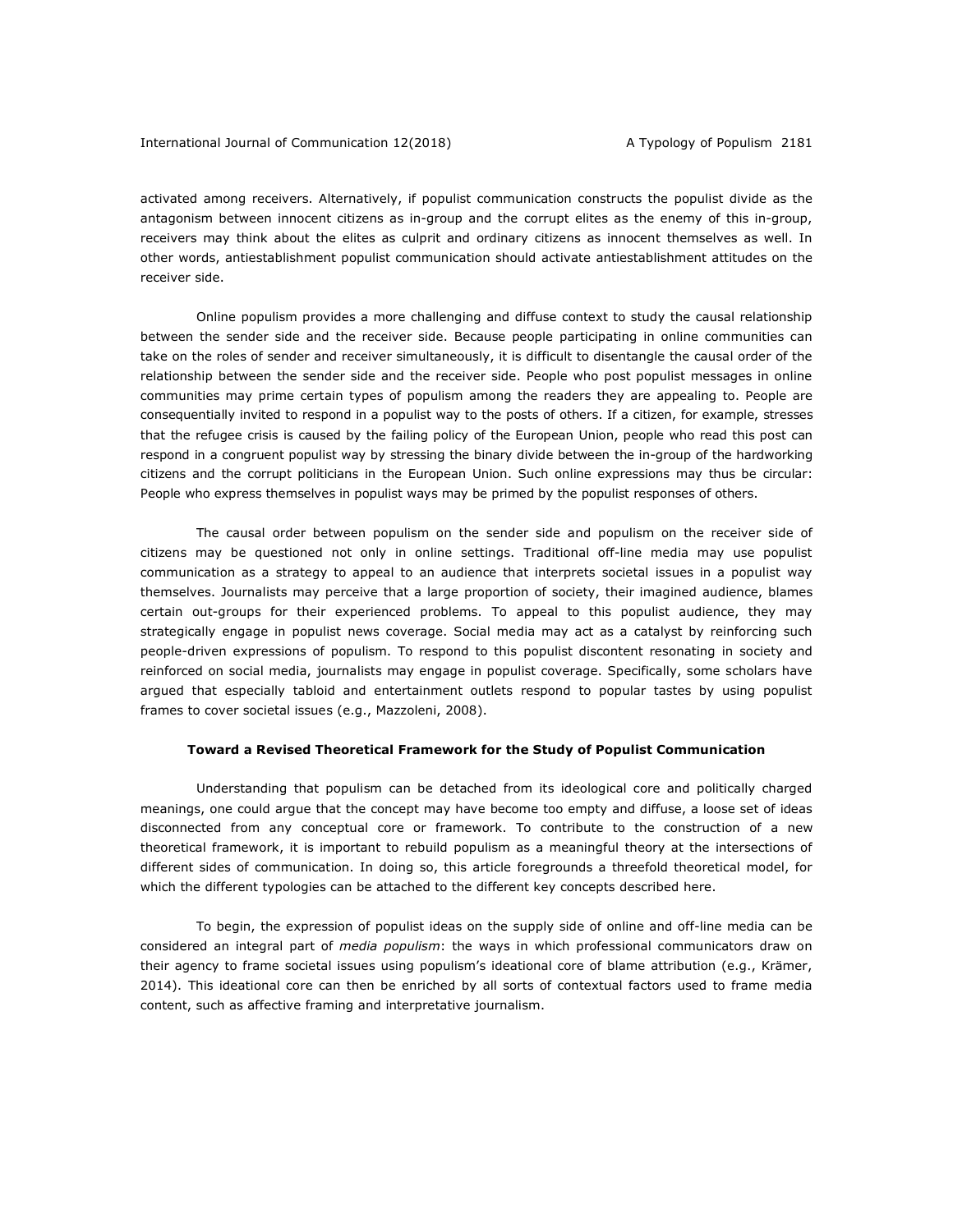activated among receivers. Alternatively, if populist communication constructs the populist divide as the antagonism between innocent citizens as in-group and the corrupt elites as the enemy of this in-group, receivers may think about the elites as culprit and ordinary citizens as innocent themselves as well. In other words, antiestablishment populist communication should activate antiestablishment attitudes on the receiver side.

Online populism provides a more challenging and diffuse context to study the causal relationship between the sender side and the receiver side. Because people participating in online communities can take on the roles of sender and receiver simultaneously, it is difficult to disentangle the causal order of the relationship between the sender side and the receiver side. People who post populist messages in online communities may prime certain types of populism among the readers they are appealing to. People are consequentially invited to respond in a populist way to the posts of others. If a citizen, for example, stresses that the refugee crisis is caused by the failing policy of the European Union, people who read this post can respond in a congruent populist way by stressing the binary divide between the in-group of the hardworking citizens and the corrupt politicians in the European Union. Such online expressions may thus be circular: People who express themselves in populist ways may be primed by the populist responses of others.

The causal order between populism on the sender side and populism on the receiver side of citizens may be questioned not only in online settings. Traditional off-line media may use populist communication as a strategy to appeal to an audience that interprets societal issues in a populist way themselves. Journalists may perceive that a large proportion of society, their imagined audience, blames certain out-groups for their experienced problems. To appeal to this populist audience, they may strategically engage in populist news coverage. Social media may act as a catalyst by reinforcing such people-driven expressions of populism. To respond to this populist discontent resonating in society and reinforced on social media, journalists may engage in populist coverage. Specifically, some scholars have argued that especially tabloid and entertainment outlets respond to popular tastes by using populist frames to cover societal issues (e.g., Mazzoleni, 2008).

## Toward a Revised Theoretical Framework for the Study of Populist Communication

Understanding that populism can be detached from its ideological core and politically charged meanings, one could argue that the concept may have become too empty and diffuse, a loose set of ideas disconnected from any conceptual core or framework. To contribute to the construction of a new theoretical framework, it is important to rebuild populism as a meaningful theory at the intersections of different sides of communication. In doing so, this article foregrounds a threefold theoretical model, for which the different typologies can be attached to the different key concepts described here.

To begin, the expression of populist ideas on the supply side of online and off-line media can be considered an integral part of *media populism*: the ways in which professional communicators draw on their agency to frame societal issues using populism's ideational core of blame attribution (e.g., Krämer, 2014). This ideational core can then be enriched by all sorts of contextual factors used to frame media content, such as affective framing and interpretative journalism.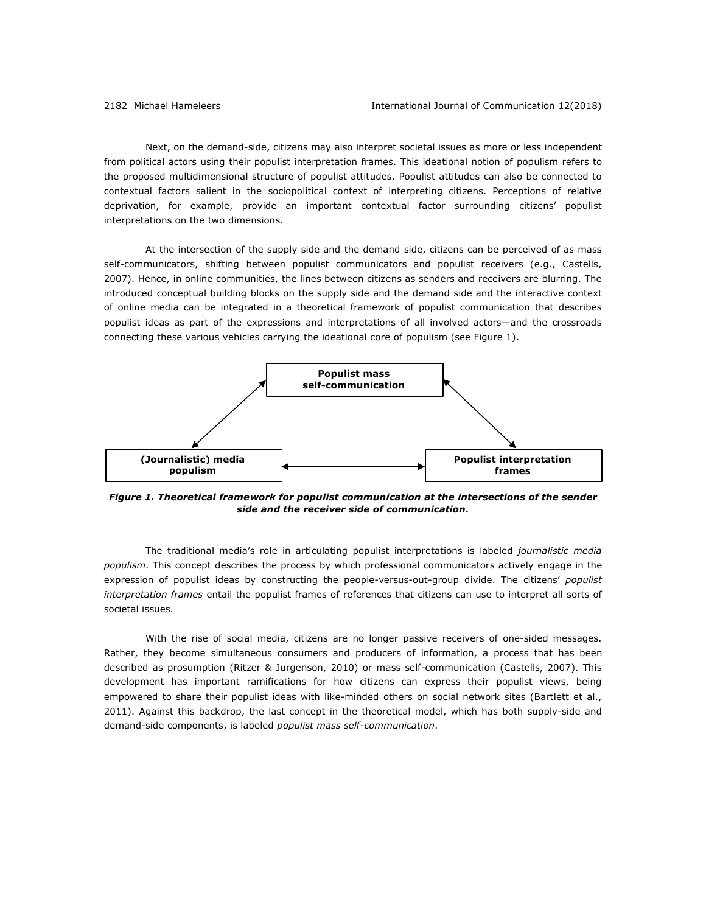Next, on the demand-side, citizens may also interpret societal issues as more or less independent from political actors using their populist interpretation frames. This ideational notion of populism refers to the proposed multidimensional structure of populist attitudes. Populist attitudes can also be connected to contextual factors salient in the sociopolitical context of interpreting citizens. Perceptions of relative deprivation, for example, provide an important contextual factor surrounding citizens' populist interpretations on the two dimensions.

At the intersection of the supply side and the demand side, citizens can be perceived of as mass self-communicators, shifting between populist communicators and populist receivers (e.g., Castells, 2007). Hence, in online communities, the lines between citizens as senders and receivers are blurring. The introduced conceptual building blocks on the supply side and the demand side and the interactive context of online media can be integrated in a theoretical framework of populist communication that describes populist ideas as part of the expressions and interpretations of all involved actors—and the crossroads connecting these various vehicles carrying the ideational core of populism (see Figure 1).

**Populist mass self-communication**

**(Journalistic) media populism**

**Populist interpretation frames**

***Figure 1. Theoretical framework for populist communication at the intersections of the sender side and the receiver side of communication.***

The traditional media's role in articulating populist interpretations is labeled *journalistic media populism*. This concept describes the process by which professional communicators actively engage in the expression of populist ideas by constructing the people-versus-out-group divide. The citizens' *populist interpretation frames* entail the populist frames of references that citizens can use to interpret all sorts of societal issues.

With the rise of social media, citizens are no longer passive receivers of one-sided messages. Rather, they become simultaneous consumers and producers of information, a process that has been described as prosumption (Ritzer & Jurgenson, 2010) or mass self-communication (Castells, 2007). This development has important ramifications for how citizens can express their populist views, being empowered to share their populist ideas with like-minded others on social network sites (Bartlett et al., 2011). Against this backdrop, the last concept in the theoretical model, which has both supply-side and demand-side components, is labeled *populist mass self-communication*.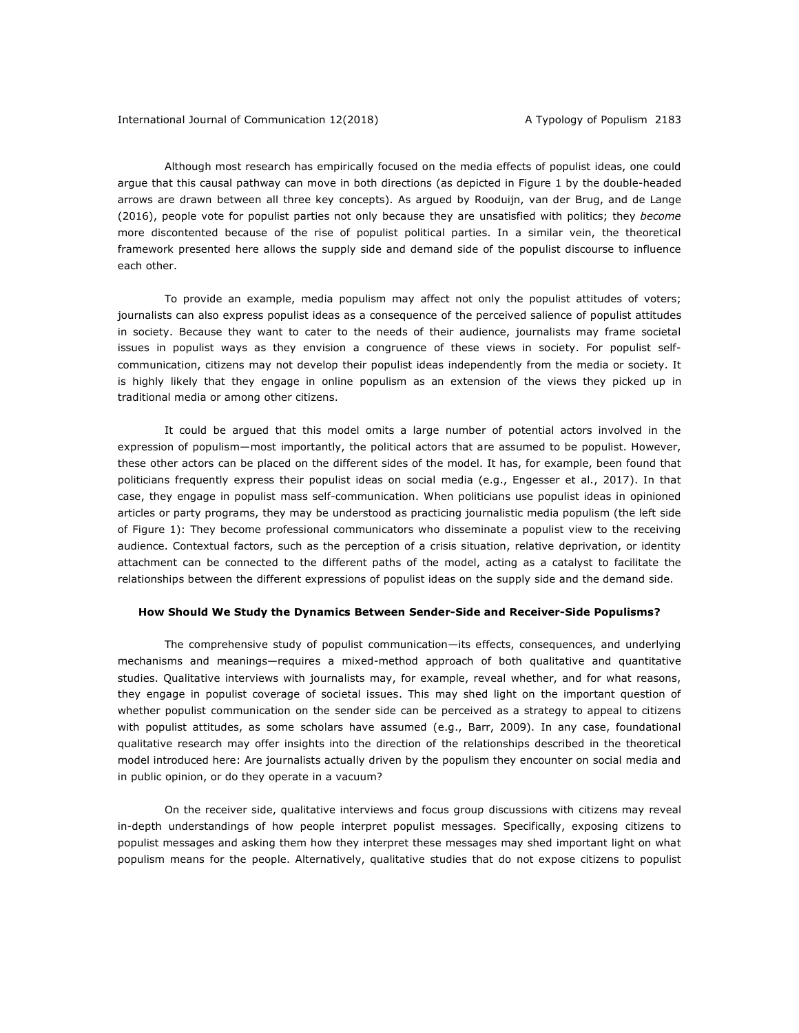Although most research has empirically focused on the media effects of populist ideas, one could argue that this causal pathway can move in both directions (as depicted in Figure 1 by the double-headed arrows are drawn between all three key concepts). As argued by Rooduijn, van der Brug, and de Lange (2016), people vote for populist parties not only because they are unsatisfied with politics; they *become* more discontented because of the rise of populist political parties. In a similar vein, the theoretical framework presented here allows the supply side and demand side of the populist discourse to influence each other.

To provide an example, media populism may affect not only the populist attitudes of voters; journalists can also express populist ideas as a consequence of the perceived salience of populist attitudes in society. Because they want to cater to the needs of their audience, journalists may frame societal issues in populist ways as they envision a congruence of these views in society. For populist self-communication, citizens may not develop their populist ideas independently from the media or society. It is highly likely that they engage in online populism as an extension of the views they picked up in traditional media or among other citizens.

It could be argued that this model omits a large number of potential actors involved in the expression of populism—most importantly, the political actors that are assumed to be populist. However, these other actors can be placed on the different sides of the model. It has, for example, been found that politicians frequently express their populist ideas on social media (e.g., Engesser et al., 2017). In that case, they engage in populist mass self-communication. When politicians use populist ideas in opinioned articles or party programs, they may be understood as practicing journalistic media populism (the left side of Figure 1): They become professional communicators who disseminate a populist view to the receiving audience. Contextual factors, such as the perception of a crisis situation, relative deprivation, or identity attachment can be connected to the different paths of the model, acting as a catalyst to facilitate the relationships between the different expressions of populist ideas on the supply side and the demand side.

### How Should We Study the Dynamics Between Sender-Side and Receiver-Side Populisms?

The comprehensive study of populist communication—its effects, consequences, and underlying mechanisms and meanings—requires a mixed-method approach of both qualitative and quantitative studies. Qualitative interviews with journalists may, for example, reveal whether, and for what reasons, they engage in populist coverage of societal issues. This may shed light on the important question of whether populist communication on the sender side can be perceived as a strategy to appeal to citizens with populist attitudes, as some scholars have assumed (e.g., Barr, 2009). In any case, foundational qualitative research may offer insights into the direction of the relationships described in the theoretical model introduced here: Are journalists actually driven by the populism they encounter on social media and in public opinion, or do they operate in a vacuum?

On the receiver side, qualitative interviews and focus group discussions with citizens may reveal in-depth understandings of how people interpret populist messages. Specifically, exposing citizens to populist messages and asking them how they interpret these messages may shed important light on what populism means for the people. Alternatively, qualitative studies that do not expose citizens to populist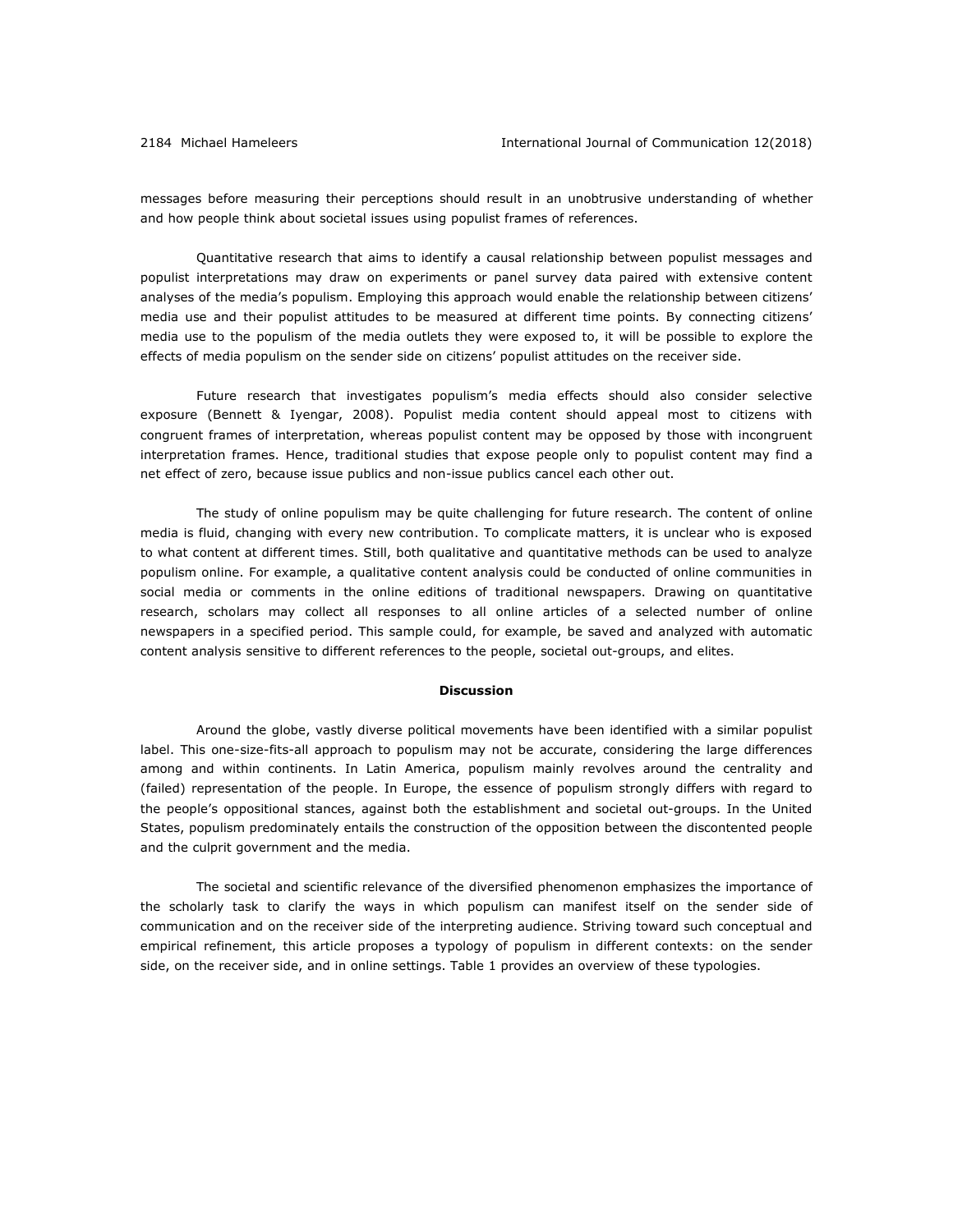messages before measuring their perceptions should result in an unobtrusive understanding of whether and how people think about societal issues using populist frames of references.

Quantitative research that aims to identify a causal relationship between populist messages and populist interpretations may draw on experiments or panel survey data paired with extensive content analyses of the media's populism. Employing this approach would enable the relationship between citizens' media use and their populist attitudes to be measured at different time points. By connecting citizens' media use to the populism of the media outlets they were exposed to, it will be possible to explore the effects of media populism on the sender side on citizens' populist attitudes on the receiver side.

Future research that investigates populism's media effects should also consider selective exposure (Bennett & Iyengar, 2008). Populist media content should appeal most to citizens with congruent frames of interpretation, whereas populist content may be opposed by those with incongruent interpretation frames. Hence, traditional studies that expose people only to populist content may find a net effect of zero, because issue publics and non-issue publics cancel each other out.

The study of online populism may be quite challenging for future research. The content of online media is fluid, changing with every new contribution. To complicate matters, it is unclear who is exposed to what content at different times. Still, both qualitative and quantitative methods can be used to analyze populism online. For example, a qualitative content analysis could be conducted of online communities in social media or comments in the online editions of traditional newspapers. Drawing on quantitative research, scholars may collect all responses to all online articles of a selected number of online newspapers in a specified period. This sample could, for example, be saved and analyzed with automatic content analysis sensitive to different references to the people, societal out-groups, and elites.

## Discussion

Around the globe, vastly diverse political movements have been identified with a similar populist label. This one-size-fits-all approach to populism may not be accurate, considering the large differences among and within continents. In Latin America, populism mainly revolves around the centrality and (failed) representation of the people. In Europe, the essence of populism strongly differs with regard to the people's oppositional stances, against both the establishment and societal out-groups. In the United States, populism predominately entails the construction of the opposition between the discontented people and the culprit government and the media.

The societal and scientific relevance of the diversified phenomenon emphasizes the importance of the scholarly task to clarify the ways in which populism can manifest itself on the sender side of communication and on the receiver side of the interpreting audience. Striving toward such conceptual and empirical refinement, this article proposes a typology of populism in different contexts: on the sender side, on the receiver side, and in online settings. Table 1 provides an overview of these typologies.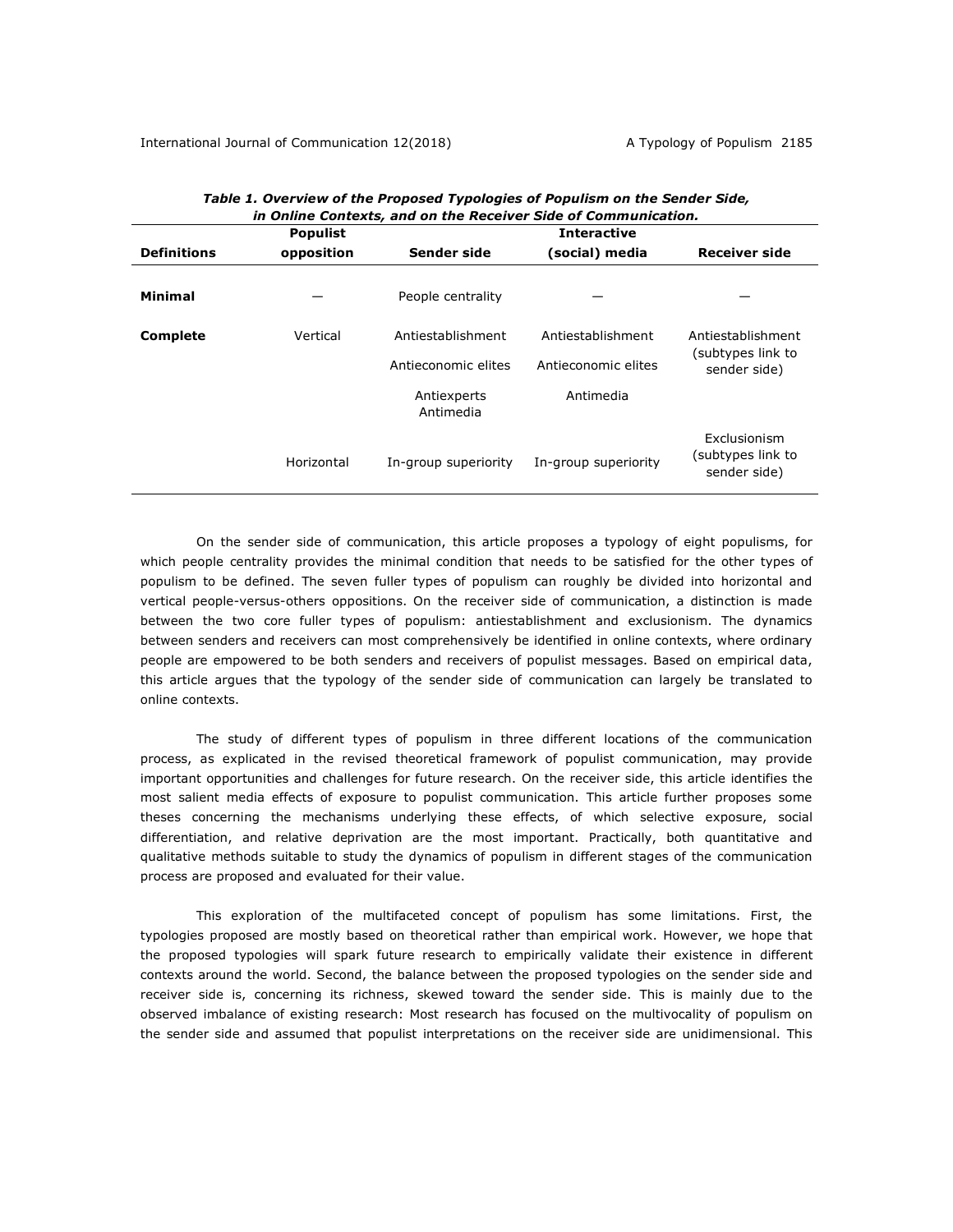*Table 1. Overview of the Proposed Typologies of Populism on the Sender Side, in Online Contexts, and on the Receiver Side of Communication.*

| Definitions | Populist opposition | Sender side | Interactive (social) media | Receiver side |
|---|---|---|---|---|
| **Minimal** | — | People centrality | — | — |
| **Complete** | Vertical | Antiestablishment | Antiestablishment | Antiestablishment (subtypes link to sender side) |
| | | Antieconomic elites | Antieconomic elites | |
| | | Antiexperts Antimedia | Antimedia | |
| | Horizontal | In-group superiority | In-group superiority | Exclusionism (subtypes link to sender side) |

On the sender side of communication, this article proposes a typology of eight populisms, for which people centrality provides the minimal condition that needs to be satisfied for the other types of populism to be defined. The seven fuller types of populism can roughly be divided into horizontal and vertical people-versus-others oppositions. On the receiver side of communication, a distinction is made between the two core fuller types of populism: antiestablishment and exclusionism. The dynamics between senders and receivers can most comprehensively be identified in online contexts, where ordinary people are empowered to be both senders and receivers of populist messages. Based on empirical data, this article argues that the typology of the sender side of communication can largely be translated to online contexts.

The study of different types of populism in three different locations of the communication process, as explicated in the revised theoretical framework of populist communication, may provide important opportunities and challenges for future research. On the receiver side, this article identifies the most salient media effects of exposure to populist communication. This article further proposes some theses concerning the mechanisms underlying these effects, of which selective exposure, social differentiation, and relative deprivation are the most important. Practically, both quantitative and qualitative methods suitable to study the dynamics of populism in different stages of the communication process are proposed and evaluated for their value.

This exploration of the multifaceted concept of populism has some limitations. First, the typologies proposed are mostly based on theoretical rather than empirical work. However, we hope that the proposed typologies will spark future research to empirically validate their existence in different contexts around the world. Second, the balance between the proposed typologies on the sender side and receiver side is, concerning its richness, skewed toward the sender side. This is mainly due to the observed imbalance of existing research: Most research has focused on the multivocality of populism on the sender side and assumed that populist interpretations on the receiver side are unidimensional. This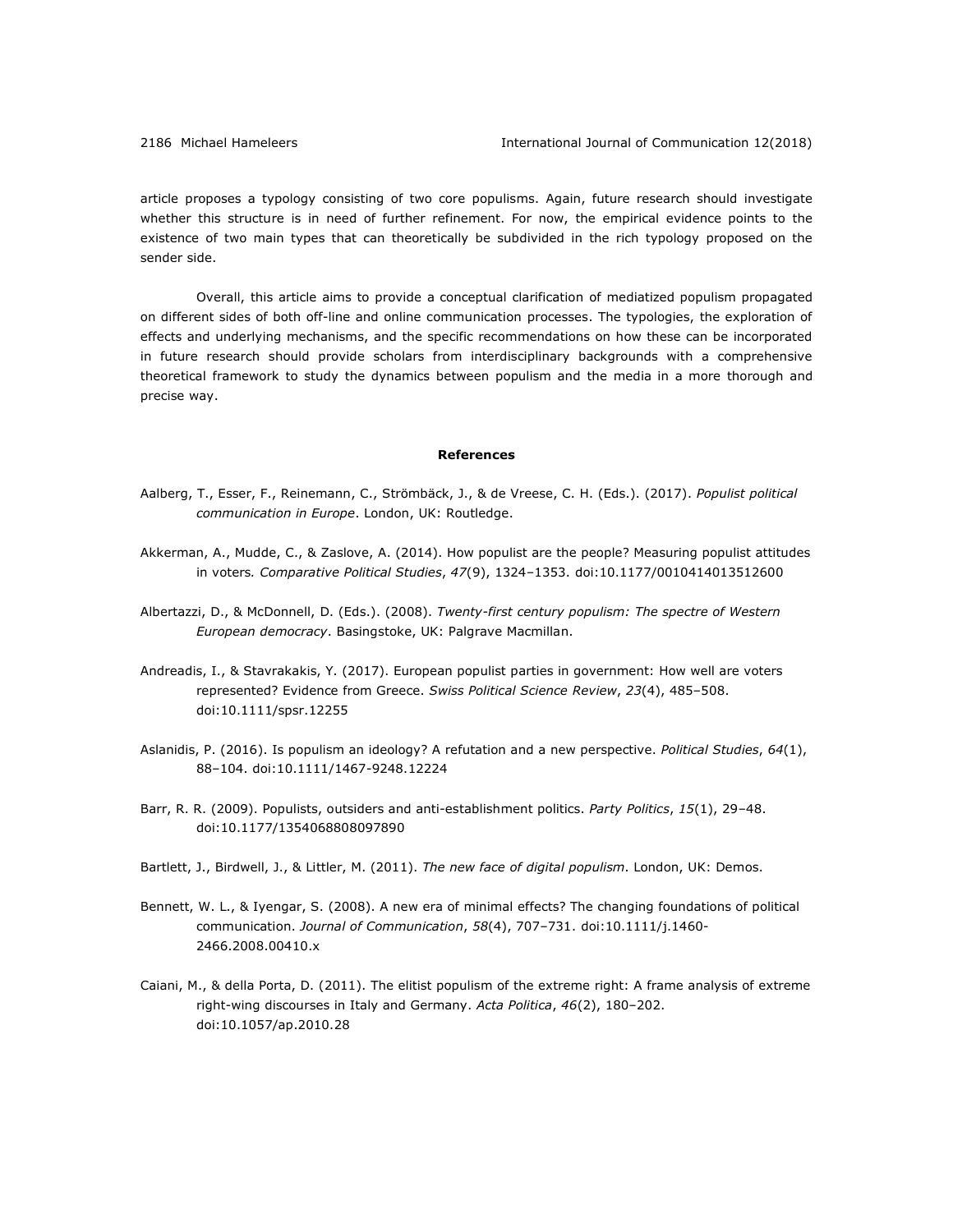article proposes a typology consisting of two core populisms. Again, future research should investigate whether this structure is in need of further refinement. For now, the empirical evidence points to the existence of two main types that can theoretically be subdivided in the rich typology proposed on the sender side.

Overall, this article aims to provide a conceptual clarification of mediatized populism propagated on different sides of both off-line and online communication processes. The typologies, the exploration of effects and underlying mechanisms, and the specific recommendations on how these can be incorporated in future research should provide scholars from interdisciplinary backgrounds with a comprehensive theoretical framework to study the dynamics between populism and the media in a more thorough and precise way.

## References

Aalberg, T., Esser, F., Reinemann, C., Strömbäck, J., & de Vreese, C. H. (Eds.). (2017). *Populist political communication in Europe*. London, UK: Routledge.

Akkerman, A., Mudde, C., & Zaslove, A. (2014). How populist are the people? Measuring populist attitudes in voters. *Comparative Political Studies*, *47*(9), 1324–1353. doi:10.1177/0010414013512600

Albertazzi, D., & McDonnell, D. (Eds.). (2008). *Twenty-first century populism: The spectre of Western European democracy*. Basingstoke, UK: Palgrave Macmillan.

Andreadis, I., & Stavrakakis, Y. (2017). European populist parties in government: How well are voters represented? Evidence from Greece. *Swiss Political Science Review*, *23*(4), 485–508. doi:10.1111/spsr.12255

Aslanidis, P. (2016). Is populism an ideology? A refutation and a new perspective. *Political Studies*, *64*(1), 88–104. doi:10.1111/1467-9248.12224

Barr, R. R. (2009). Populists, outsiders and anti-establishment politics. *Party Politics*, *15*(1), 29–48. doi:10.1177/1354068808097890

Bartlett, J., Birdwell, J., & Littler, M. (2011). *The new face of digital populism*. London, UK: Demos.

Bennett, W. L., & Iyengar, S. (2008). A new era of minimal effects? The changing foundations of political communication. *Journal of Communication*, *58*(4), 707–731. doi:10.1111/j.1460-2466.2008.00410.x

Caiani, M., & della Porta, D. (2011). The elitist populism of the extreme right: A frame analysis of extreme right-wing discourses in Italy and Germany. *Acta Politica*, *46*(2), 180–202. doi:10.1057/ap.2010.28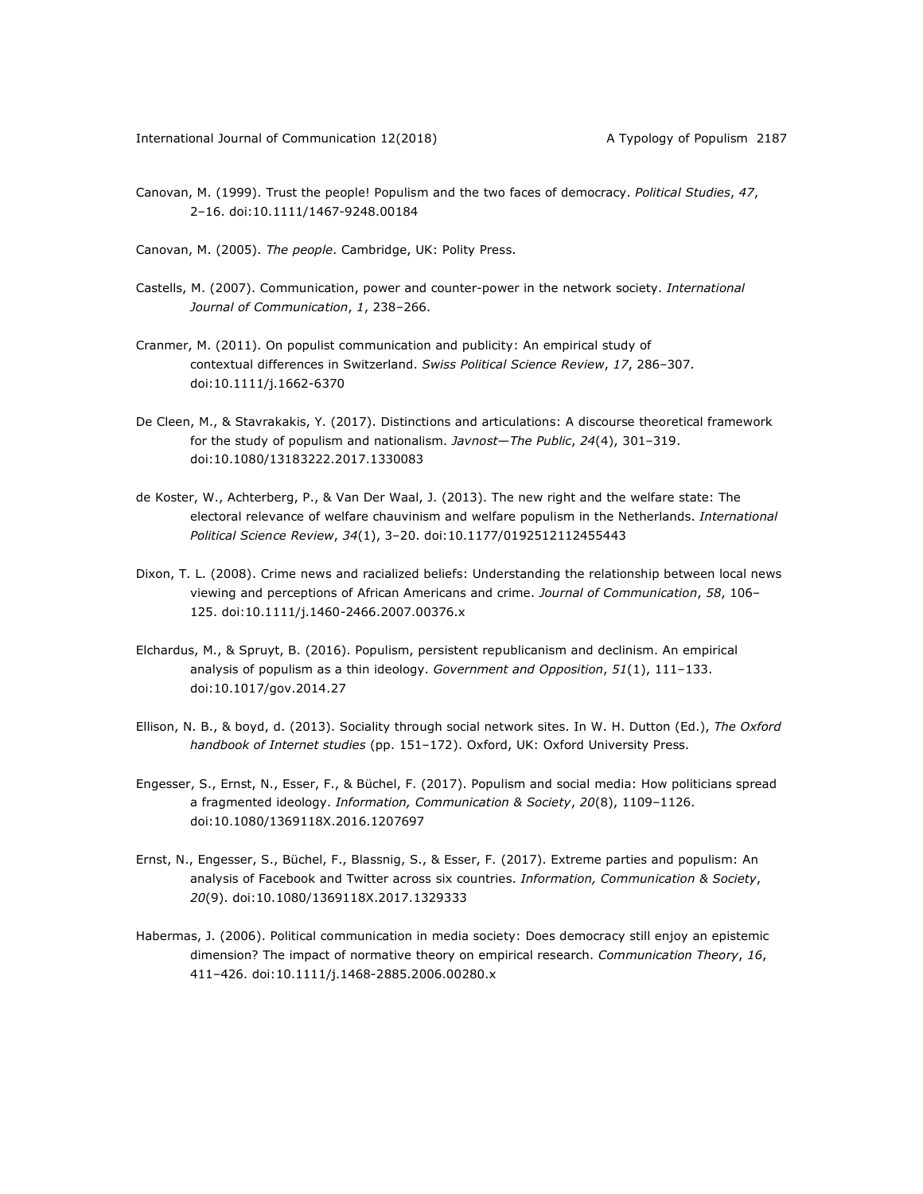Canovan, M. (1999). Trust the people! Populism and the two faces of democracy. *Political Studies*, *47*, 2–16. doi:10.1111/1467-9248.00184

Canovan, M. (2005). *The people*. Cambridge, UK: Polity Press.

Castells, M. (2007). Communication, power and counter-power in the network society. *International Journal of Communication*, *1*, 238–266.

Cranmer, M. (2011). On populist communication and publicity: An empirical study of contextual differences in Switzerland. *Swiss Political Science Review*, *17*, 286–307. doi:10.1111/j.1662-6370

De Cleen, M., & Stavrakakis, Y. (2017). Distinctions and articulations: A discourse theoretical framework for the study of populism and nationalism. *Javnost—The Public*, *24*(4), 301–319. doi:10.1080/13183222.2017.1330083

de Koster, W., Achterberg, P., & Van Der Waal, J. (2013). The new right and the welfare state: The electoral relevance of welfare chauvinism and welfare populism in the Netherlands. *International Political Science Review*, *34*(1), 3–20. doi:10.1177/0192512112455443

Dixon, T. L. (2008). Crime news and racialized beliefs: Understanding the relationship between local news viewing and perceptions of African Americans and crime. *Journal of Communication*, *58*, 106–125. doi:10.1111/j.1460-2466.2007.00376.x

Elchardus, M., & Spruyt, B. (2016). Populism, persistent republicanism and declinism. An empirical analysis of populism as a thin ideology. *Government and Opposition*, *51*(1), 111–133. doi:10.1017/gov.2014.27

Ellison, N. B., & boyd, d. (2013). Sociality through social network sites. In W. H. Dutton (Ed.), *The Oxford handbook of Internet studies* (pp. 151–172). Oxford, UK: Oxford University Press.

Engesser, S., Ernst, N., Esser, F., & Büchel, F. (2017). Populism and social media: How politicians spread a fragmented ideology. *Information, Communication & Society*, *20*(8), 1109–1126. doi:10.1080/1369118X.2016.1207697

Ernst, N., Engesser, S., Büchel, F., Blassnig, S., & Esser, F. (2017). Extreme parties and populism: An analysis of Facebook and Twitter across six countries. *Information, Communication & Society*, *20*(9). doi:10.1080/1369118X.2017.1329333

Habermas, J. (2006). Political communication in media society: Does democracy still enjoy an epistemic dimension? The impact of normative theory on empirical research. *Communication Theory*, *16*, 411–426. doi:10.1111/j.1468-2885.2006.00280.x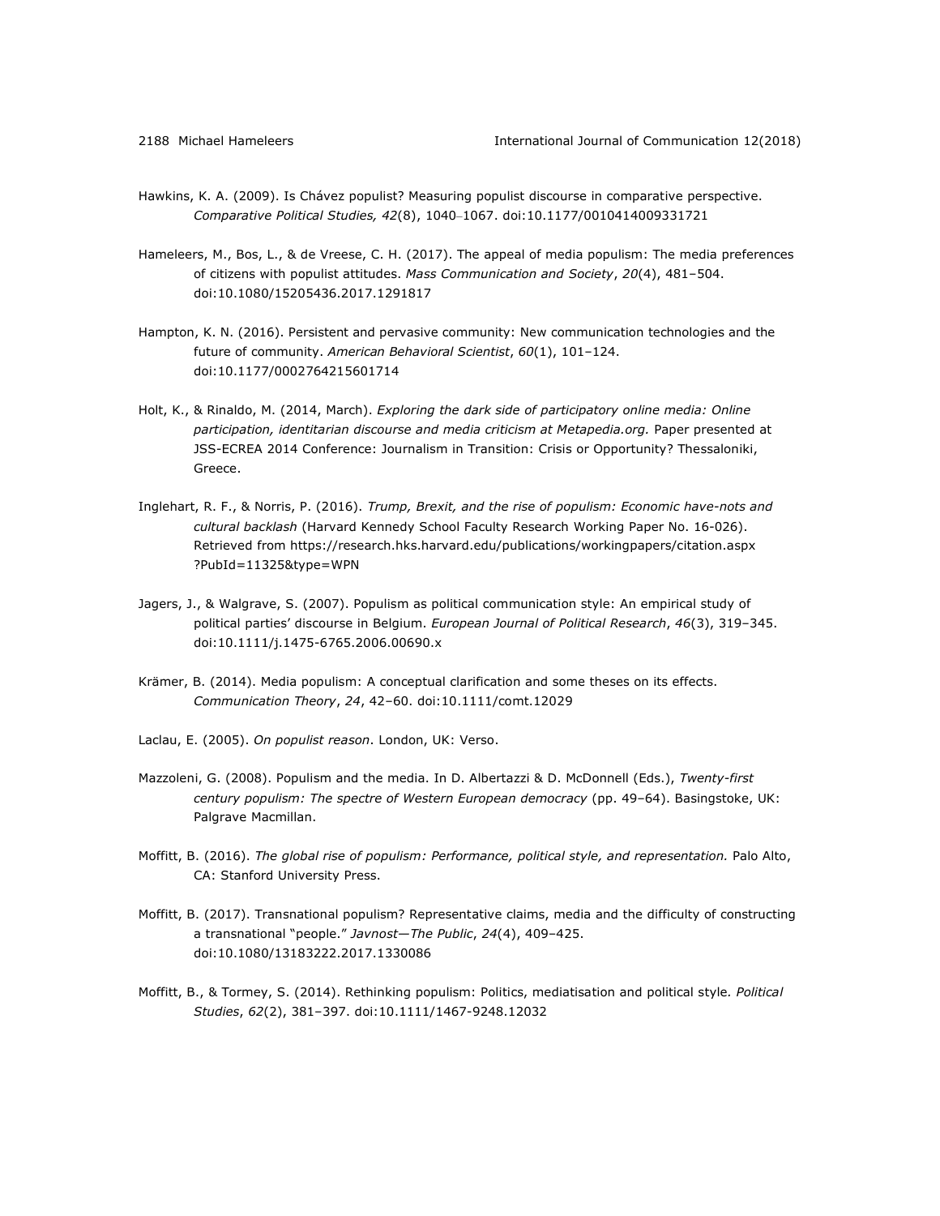Hawkins, K. A. (2009). Is Chávez populist? Measuring populist discourse in comparative perspective. *Comparative Political Studies, 42*(8), 1040–1067. doi:10.1177/0010414009331721

Hameleers, M., Bos, L., & de Vreese, C. H. (2017). The appeal of media populism: The media preferences of citizens with populist attitudes. *Mass Communication and Society*, *20*(4), 481–504. doi:10.1080/15205436.2017.1291817

Hampton, K. N. (2016). Persistent and pervasive community: New communication technologies and the future of community. *American Behavioral Scientist*, *60*(1), 101–124. doi:10.1177/0002764215601714

Holt, K., & Rinaldo, M. (2014, March). *Exploring the dark side of participatory online media: Online participation, identitarian discourse and media criticism at Metapedia.org.* Paper presented at JSS-ECREA 2014 Conference: Journalism in Transition: Crisis or Opportunity? Thessaloniki, Greece.

Inglehart, R. F., & Norris, P. (2016). *Trump, Brexit, and the rise of populism: Economic have-nots and cultural backlash* (Harvard Kennedy School Faculty Research Working Paper No. 16-026). Retrieved from https://research.hks.harvard.edu/publications/workingpapers/citation.aspx?PubId=11325&type=WPN

Jagers, J., & Walgrave, S. (2007). Populism as political communication style: An empirical study of political parties' discourse in Belgium. *European Journal of Political Research*, *46*(3), 319–345. doi:10.1111/j.1475-6765.2006.00690.x

Krämer, B. (2014). Media populism: A conceptual clarification and some theses on its effects. *Communication Theory*, *24*, 42–60. doi:10.1111/comt.12029

Laclau, E. (2005). *On populist reason*. London, UK: Verso.

Mazzoleni, G. (2008). Populism and the media. In D. Albertazzi & D. McDonnell (Eds.), *Twenty-first century populism: The spectre of Western European democracy* (pp. 49–64). Basingstoke, UK: Palgrave Macmillan.

Moffitt, B. (2016). *The global rise of populism: Performance, political style, and representation.* Palo Alto, CA: Stanford University Press.

Moffitt, B. (2017). Transnational populism? Representative claims, media and the difficulty of constructing a transnational "people." *Javnost—The Public*, *24*(4), 409–425. doi:10.1080/13183222.2017.1330086

Moffitt, B., & Tormey, S. (2014). Rethinking populism: Politics, mediatisation and political style. *Political Studies*, *62*(2), 381–397. doi:10.1111/1467-9248.12032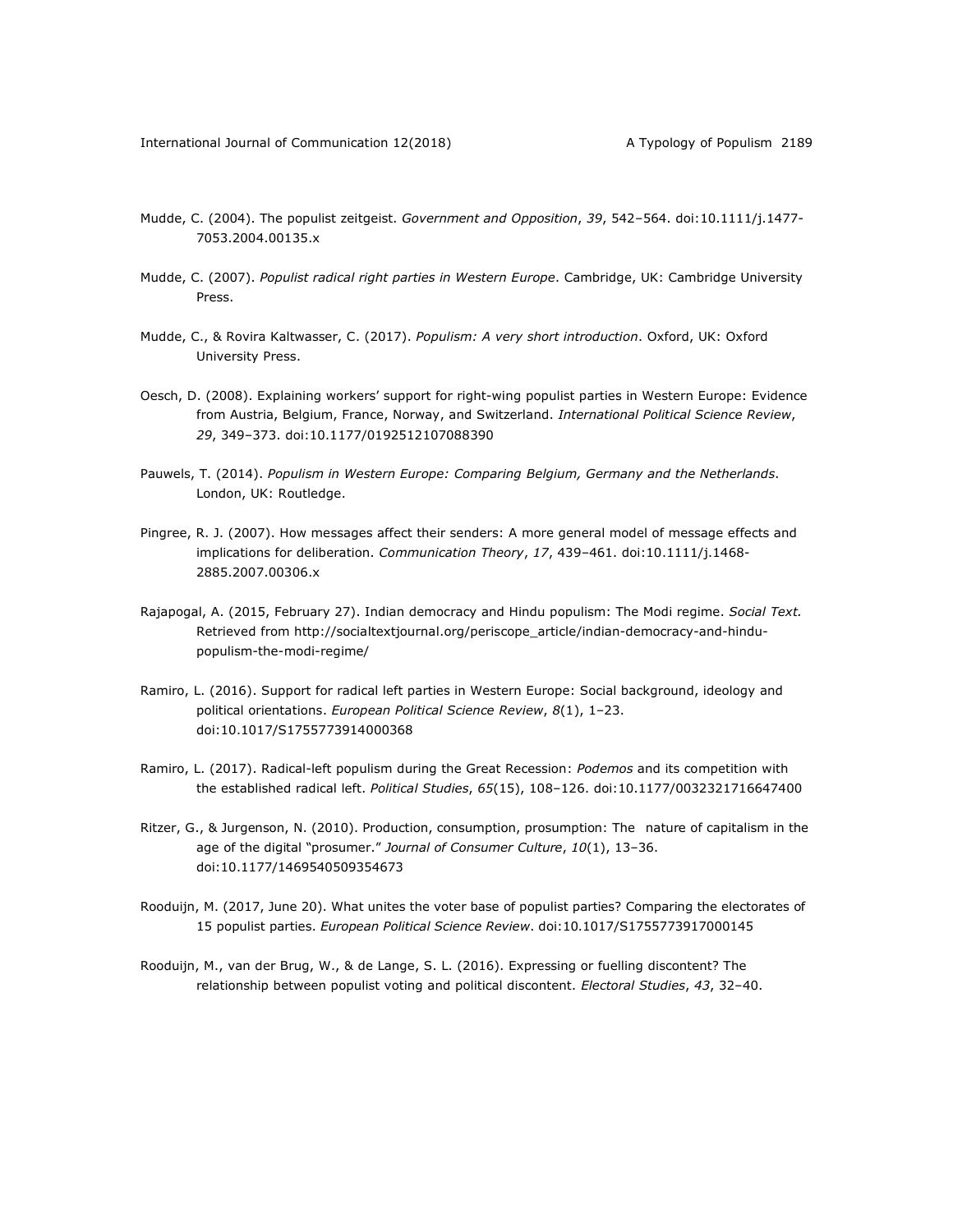Mudde, C. (2004). The populist zeitgeist. *Government and Opposition*, *39*, 542–564. doi:10.1111/j.1477-7053.2004.00135.x

Mudde, C. (2007). *Populist radical right parties in Western Europe*. Cambridge, UK: Cambridge University Press.

Mudde, C., & Rovira Kaltwasser, C. (2017). *Populism: A very short introduction*. Oxford, UK: Oxford University Press.

Oesch, D. (2008). Explaining workers' support for right-wing populist parties in Western Europe: Evidence from Austria, Belgium, France, Norway, and Switzerland. *International Political Science Review*, *29*, 349–373. doi:10.1177/0192512107088390

Pauwels, T. (2014). *Populism in Western Europe: Comparing Belgium, Germany and the Netherlands*. London, UK: Routledge.

Pingree, R. J. (2007). How messages affect their senders: A more general model of message effects and implications for deliberation. *Communication Theory*, *17*, 439–461. doi:10.1111/j.1468-2885.2007.00306.x

Rajapogal, A. (2015, February 27). Indian democracy and Hindu populism: The Modi regime. *Social Text.* Retrieved from http://socialtextjournal.org/periscope_article/indian-democracy-and-hindu-populism-the-modi-regime/

Ramiro, L. (2016). Support for radical left parties in Western Europe: Social background, ideology and political orientations. *European Political Science Review*, *8*(1), 1–23. doi:10.1017/S1755773914000368

Ramiro, L. (2017). Radical-left populism during the Great Recession: *Podemos* and its competition with the established radical left. *Political Studies*, *65*(15), 108–126. doi:10.1177/0032321716647400

Ritzer, G., & Jurgenson, N. (2010). Production, consumption, prosumption: The nature of capitalism in the age of the digital "prosumer." *Journal of Consumer Culture*, *10*(1), 13–36. doi:10.1177/1469540509354673

Rooduijn, M. (2017, June 20). What unites the voter base of populist parties? Comparing the electorates of 15 populist parties. *European Political Science Review*. doi:10.1017/S1755773917000145

Rooduijn, M., van der Brug, W., & de Lange, S. L. (2016). Expressing or fuelling discontent? The relationship between populist voting and political discontent. *Electoral Studies*, *43*, 32–40.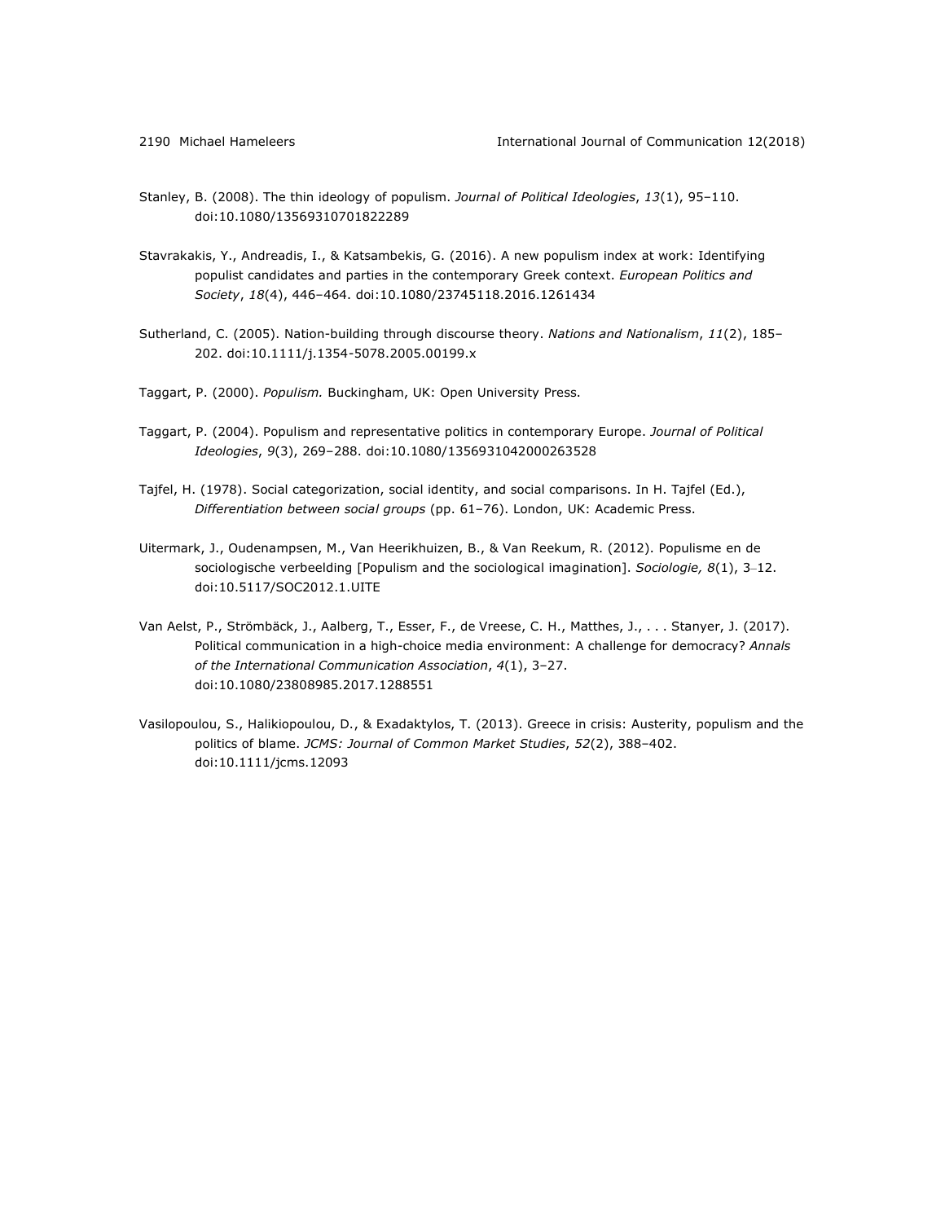Stanley, B. (2008). The thin ideology of populism. *Journal of Political Ideologies*, *13*(1), 95–110. doi:10.1080/13569310701822289

Stavrakakis, Y., Andreadis, I., & Katsambekis, G. (2016). A new populism index at work: Identifying populist candidates and parties in the contemporary Greek context. *European Politics and Society*, *18*(4), 446–464. doi:10.1080/23745118.2016.1261434

Sutherland, C. (2005). Nation-building through discourse theory. *Nations and Nationalism*, *11*(2), 185–202. doi:10.1111/j.1354-5078.2005.00199.x

Taggart, P. (2000). *Populism.* Buckingham, UK: Open University Press.

Taggart, P. (2004). Populism and representative politics in contemporary Europe. *Journal of Political Ideologies*, *9*(3), 269–288. doi:10.1080/1356931042000263528

Tajfel, H. (1978). Social categorization, social identity, and social comparisons. In H. Tajfel (Ed.), *Differentiation between social groups* (pp. 61–76). London, UK: Academic Press.

Uitermark, J., Oudenampsen, M., Van Heerikhuizen, B., & Van Reekum, R. (2012). Populisme en de sociologische verbeelding [Populism and the sociological imagination]. *Sociologie, 8*(1), 3–12. doi:10.5117/SOC2012.1.UITE

Van Aelst, P., Strömbäck, J., Aalberg, T., Esser, F., de Vreese, C. H., Matthes, J., . . . Stanyer, J. (2017). Political communication in a high-choice media environment: A challenge for democracy? *Annals of the International Communication Association*, *4*(1), 3–27. doi:10.1080/23808985.2017.1288551

Vasilopoulou, S., Halikiopoulou, D., & Exadaktylos, T. (2013). Greece in crisis: Austerity, populism and the politics of blame. *JCMS: Journal of Common Market Studies*, *52*(2), 388–402. doi:10.1111/jcms.12093